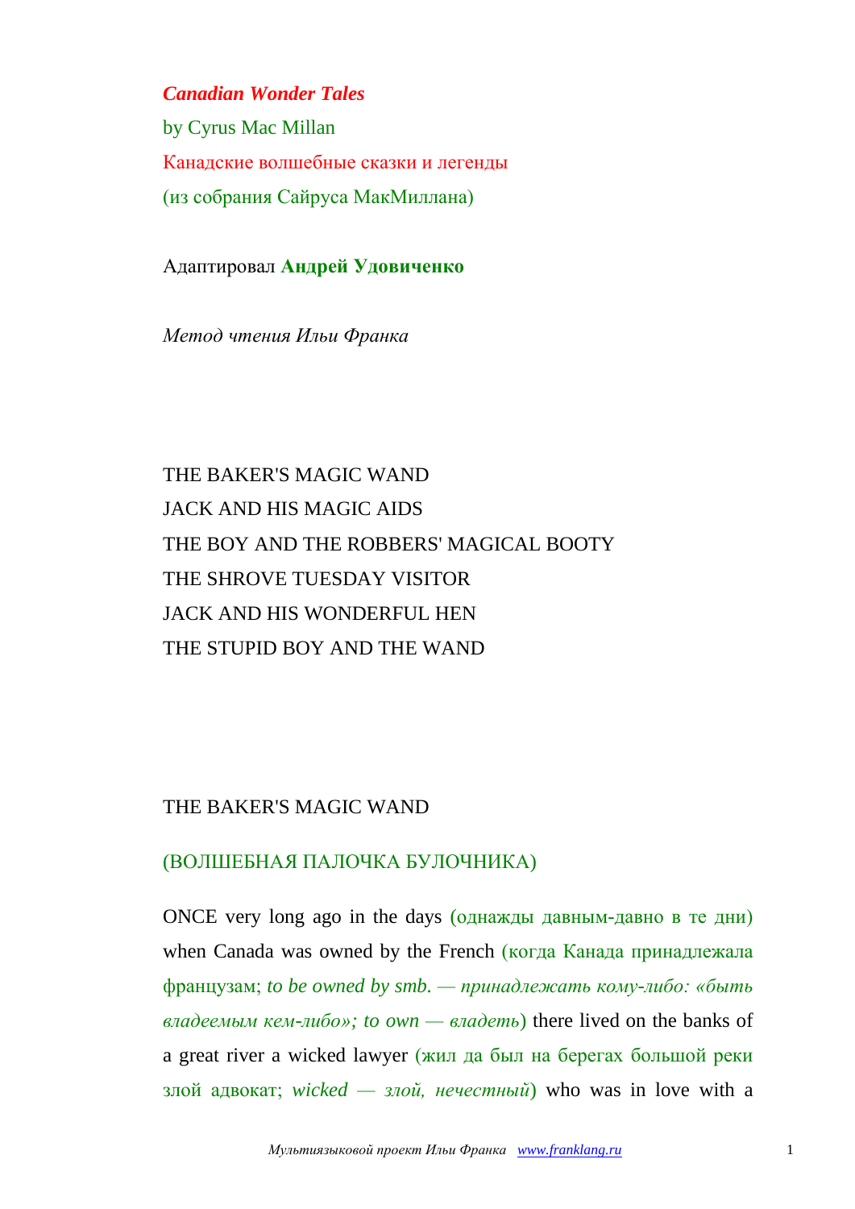***Canadian Wonder Tales***

by Cyrus Mac Millan

Канадские волшебные сказки и легенды

(из собрания Сайруса МакМиллана)

Адаптировал **Андрей Удовиченко**

*Метод чтения Ильи Франка*

THE BAKER'S MAGIC WAND

JACK AND HIS MAGIC AIDS

THE BOY AND THE ROBBERS' MAGICAL BOOTY

THE SHROVE TUESDAY VISITOR

JACK AND HIS WONDERFUL HEN

THE STUPID BOY AND THE WAND

## THE BAKER'S MAGIC WAND

## (ВОЛШЕБНАЯ ПАЛОЧКА БУЛОЧНИКА)

ONCE very long ago in the days (однажды давным-давно в те дни) when Canada was owned by the French (когда Канада принадлежала французам; *to be owned by smb. — принадлежать кому-либо: «быть владеемым кем-либо»; to own — владеть*) there lived on the banks of a great river a wicked lawyer (жил да был на берегах большой реки злой адвокат; *wicked — злой, нечестный*) who was in love with a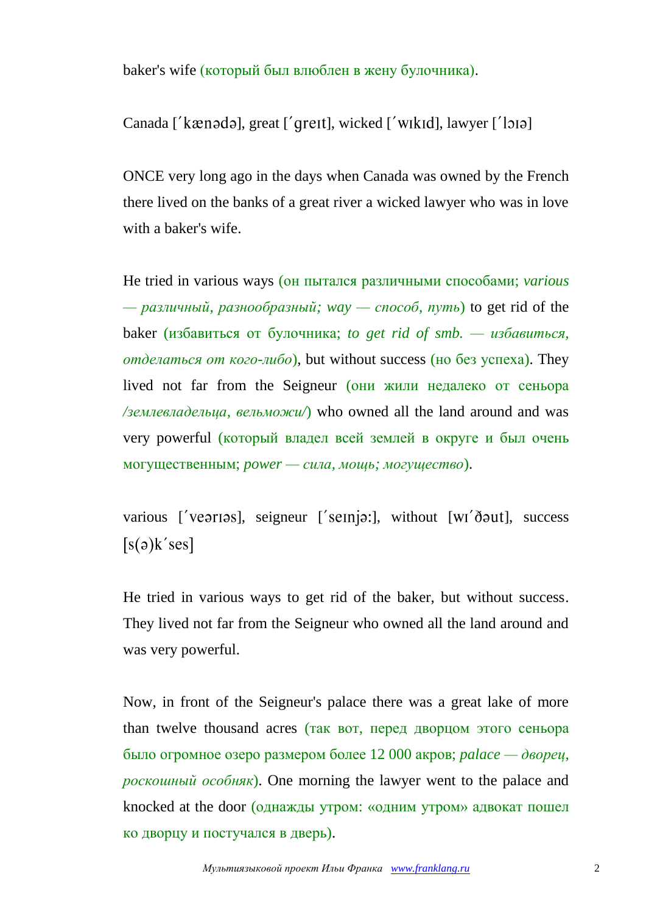baker's wife (который был влюблен в жену булочника).

Canada [´kænədə], great [´greɪt], wicked [´wɪkɪd], lawyer [´lɔɪə]

ONCE very long ago in the days when Canada was owned by the French there lived on the banks of a great river a wicked lawyer who was in love with a baker's wife.

He tried in various ways (он пытался различными способами; *various — различный, разнообразный; way — способ, путь*) to get rid of the baker (избавиться от булочника; *to get rid of smb. — избавиться, отделаться от кого-либо*), but without success (но без успеха). They lived not far from the Seigneur (они жили недалеко от сеньора */землевладельца, вельможи/*) who owned all the land around and was very powerful (который владел всей землей в округе и был очень могущественным; *power — сила, мощь; могущество*).

various [´veərɪəs], seigneur [´seɪnjə:], without [wɪ´ðəut], success [s(ə)k´ses]

He tried in various ways to get rid of the baker, but without success. They lived not far from the Seigneur who owned all the land around and was very powerful.

Now, in front of the Seigneur's palace there was a great lake of more than twelve thousand acres (так вот, перед дворцом этого сеньора было огромное озеро размером более 12 000 акров; *palace — дворец, роскошный особняк*). One morning the lawyer went to the palace and knocked at the door (однажды утром: «одним утром» адвокат пошел ко дворцу и постучался в дверь).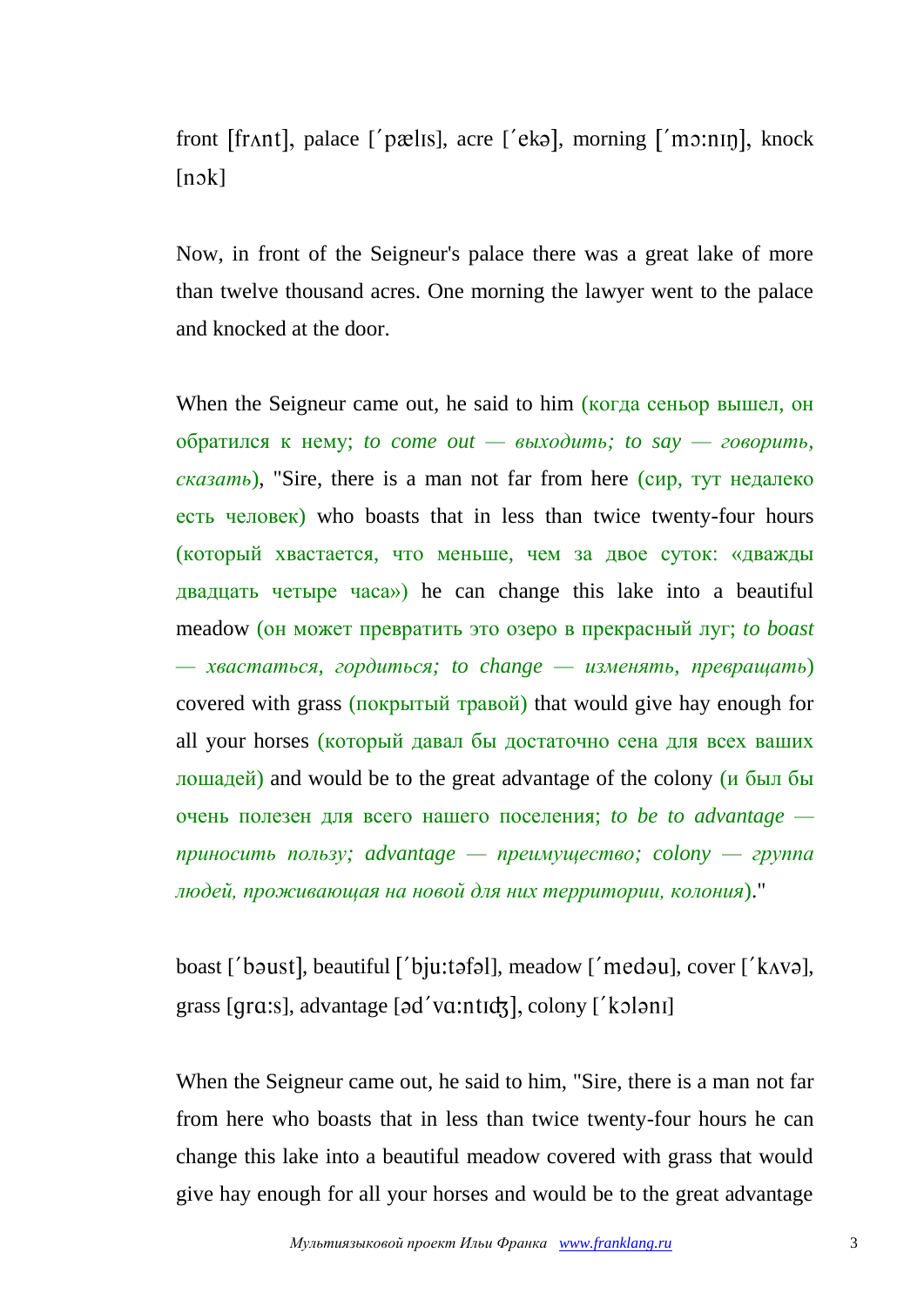front [frʌnt], palace [ˊpælɪs], acre [ˊekə], morning [ˊmɔ:nɪŋ], knock [nɔk]

Now, in front of the Seigneur's palace there was a great lake of more than twelve thousand acres. One morning the lawyer went to the palace and knocked at the door.

When the Seigneur came out, he said to him (когда сеньор вышел, он обратился к нему; *to come out — выходить; to say — говорить, сказать*), "Sire, there is a man not far from here (сир, тут недалеко есть человек) who boasts that in less than twice twenty-four hours (который хвастается, что меньше, чем за двое суток: «дважды двадцать четыре часа») he can change this lake into a beautiful meadow (он может превратить это озеро в прекрасный луг; *to boast — хвастаться, гордиться; to change — изменять, превращать*) covered with grass (покрытый травой) that would give hay enough for all your horses (который давал бы достаточно сена для всех ваших лошадей) and would be to the great advantage of the colony (и был бы очень полезен для всего нашего поселения; *to be to advantage — приносить пользу; advantage — преимущество; colony — группа людей, проживающая на новой для них территории, колония*)."

boast [ˊbəust], beautiful [ˊbju:təfəl], meadow [ˊmedəu], cover [ˊkʌvə], grass [grɑ:s], advantage [əd ˊvɑ:ntɪʤ], colony [ˊkɔlənɪ]

When the Seigneur came out, he said to him, "Sire, there is a man not far from here who boasts that in less than twice twenty-four hours he can change this lake into a beautiful meadow covered with grass that would give hay enough for all your horses and would be to the great advantage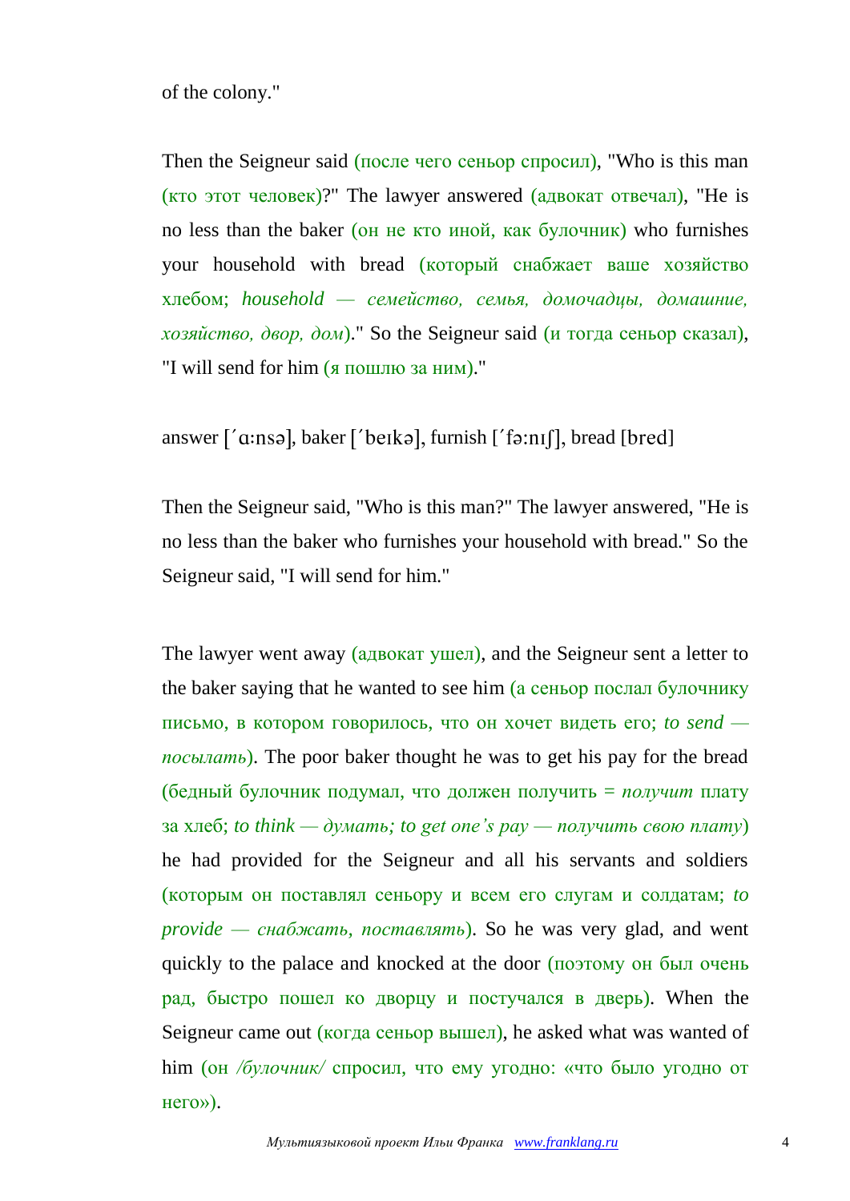of the colony."

Then the Seigneur said (после чего сеньор спросил), "Who is this man (кто этот человек)?" The lawyer answered (адвокат отвечал), "He is no less than the baker (он не кто иной, как булочник) who furnishes your household with bread (который снабжает ваше хозяйство хлебом; *household — семейство, семья, домочадцы, домашние, хозяйство, двор, дом*)." So the Seigneur said (и тогда сеньор сказал), "I will send for him (я пошлю за ним)."

answer [ˊɑ:nsə], baker [ˊbeɪkə], furnish [ˊfə:nɪʃ], bread [bred]

Then the Seigneur said, "Who is this man?" The lawyer answered, "He is no less than the baker who furnishes your household with bread." So the Seigneur said, "I will send for him."

The lawyer went away (адвокат ушел), and the Seigneur sent a letter to the baker saying that he wanted to see him (а сеньор послал булочнику письмо, в котором говорилось, что он хочет видеть его; *to send — посылать*). The poor baker thought he was to get his pay for the bread (бедный булочник подумал, что должен получить = *получит* плату за хлеб; *to think — думать; to get one's pay — получить свою плату*) he had provided for the Seigneur and all his servants and soldiers (которым он поставлял сеньору и всем его слугам и солдатам; *to provide — снабжать, поставлять*). So he was very glad, and went quickly to the palace and knocked at the door (поэтому он был очень рад, быстро пошел ко дворцу и постучался в дверь). When the Seigneur came out (когда сеньор вышел), he asked what was wanted of him (он */булочник/* спросил, что ему угодно: «что было угодно от него»).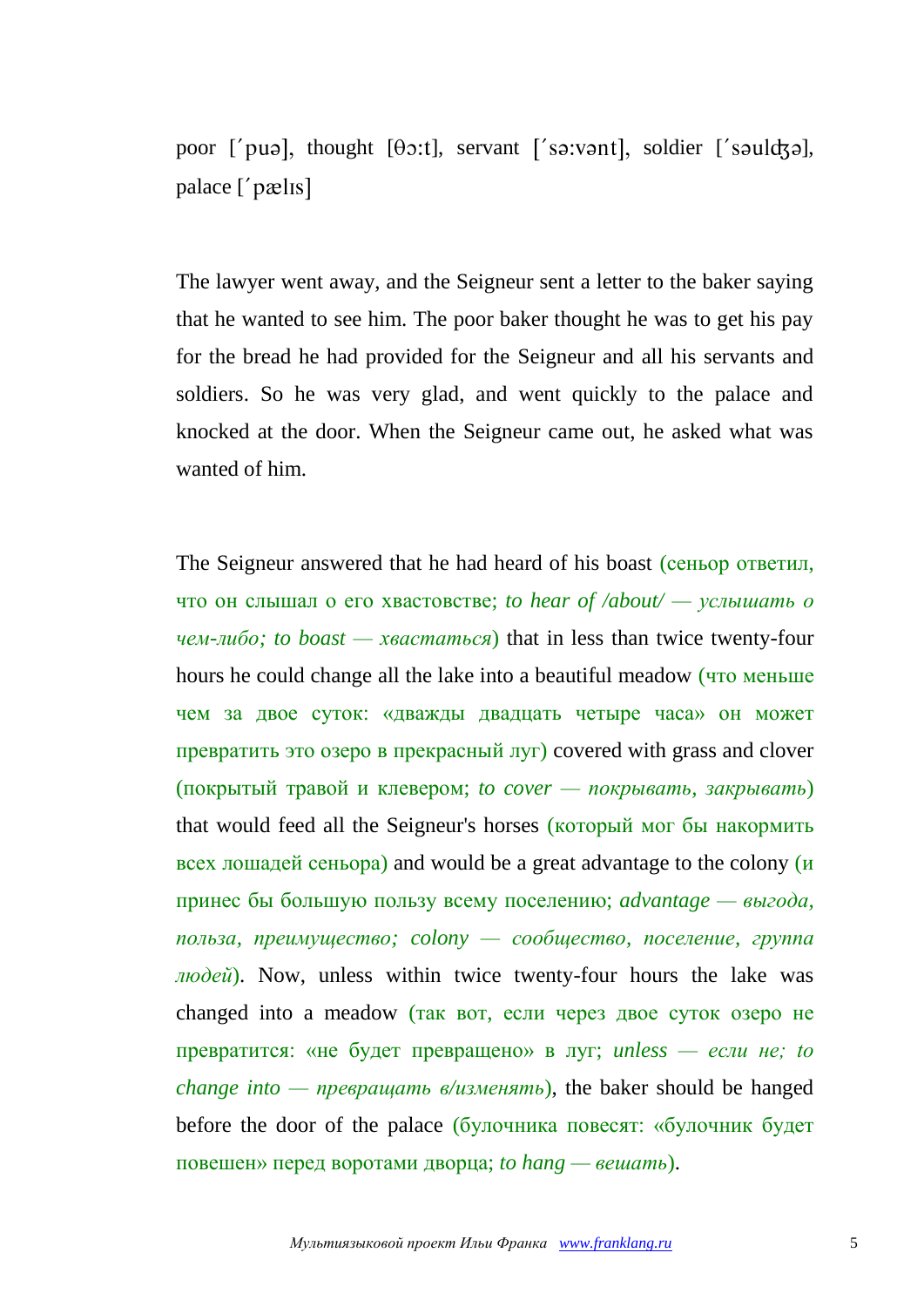poor [ˊpuə], thought [θɔ:t], servant [ˊsə:vənt], soldier [ˊsəulʤə], palace [ˊpælɪs]

The lawyer went away, and the Seigneur sent a letter to the baker saying that he wanted to see him. The poor baker thought he was to get his pay for the bread he had provided for the Seigneur and all his servants and soldiers. So he was very glad, and went quickly to the palace and knocked at the door. When the Seigneur came out, he asked what was wanted of him.

The Seigneur answered that he had heard of his boast (сеньор ответил, что он слышал о его хвастовстве; *to hear of /about/ — услышать о чем-либо; to boast — хвастаться*) that in less than twice twenty-four hours he could change all the lake into a beautiful meadow (что меньше чем за двое суток: «дважды двадцать четыре часа» он может превратить это озеро в прекрасный луг) covered with grass and clover (покрытый травой и клевером; *to cover — покрывать, закрывать*) that would feed all the Seigneur's horses (который мог бы накормить всех лошадей сеньора) and would be a great advantage to the colony (и принес бы большую пользу всему поселению; *advantage — выгода, польза, преимущество; colony — сообщество, поселение, группа людей*). Now, unless within twice twenty-four hours the lake was changed into a meadow (так вот, если через двое суток озеро не превратится: «не будет превращено» в луг; *unless — если не; to change into — превращать в/изменять*), the baker should be hanged before the door of the palace (булочника повесят: «булочник будет повешен» перед воротами дворца; *to hang — вешать*).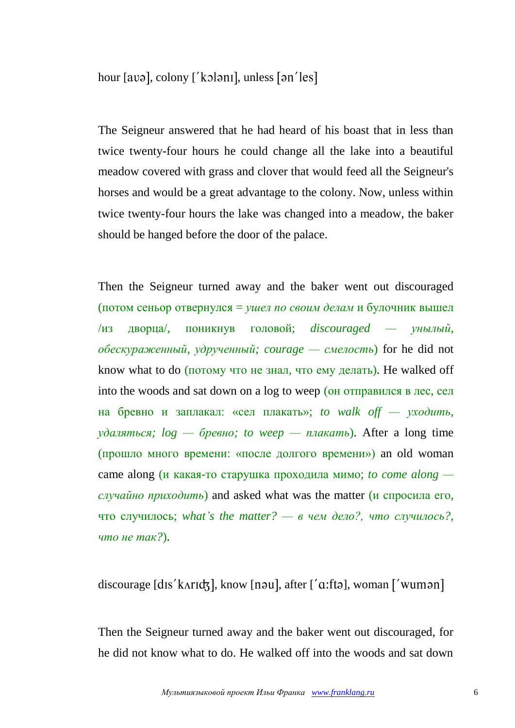hour [aʊə], colony [ˊkɔlənɪ], unless [ənˊles]

The Seigneur answered that he had heard of his boast that in less than twice twenty-four hours he could change all the lake into a beautiful meadow covered with grass and clover that would feed all the Seigneur's horses and would be a great advantage to the colony. Now, unless within twice twenty-four hours the lake was changed into a meadow, the baker should be hanged before the door of the palace.

Then the Seigneur turned away and the baker went out discouraged (потом сеньор отвернулся = *ушел по своим делам* и булочник вышел /из дворца/, поникнув головой; *discouraged — унылый, обескураженный, удрученный; courage — смелость*) for he did not know what to do (потому что не знал, что ему делать). He walked off into the woods and sat down on a log to weep (он отправился в лес, сел на бревно и заплакал: «сел плакать»; *to walk off — уходить, удаляться; log — бревно; to weep — плакать*). After a long time (прошло много времени: «после долгого времени») an old woman came along (и какая-то старушка проходила мимо; *to come along — случайно приходить*) and asked what was the matter (и спросила его, что случилось; *what's the matter? — в чем дело?, что случилось?, что не так?*).

discourage [dɪsˊkʌrɪʤ], know [nəu], after [ˊɑ:ftə], woman [ˊwumən]

Then the Seigneur turned away and the baker went out discouraged, for he did not know what to do. He walked off into the woods and sat down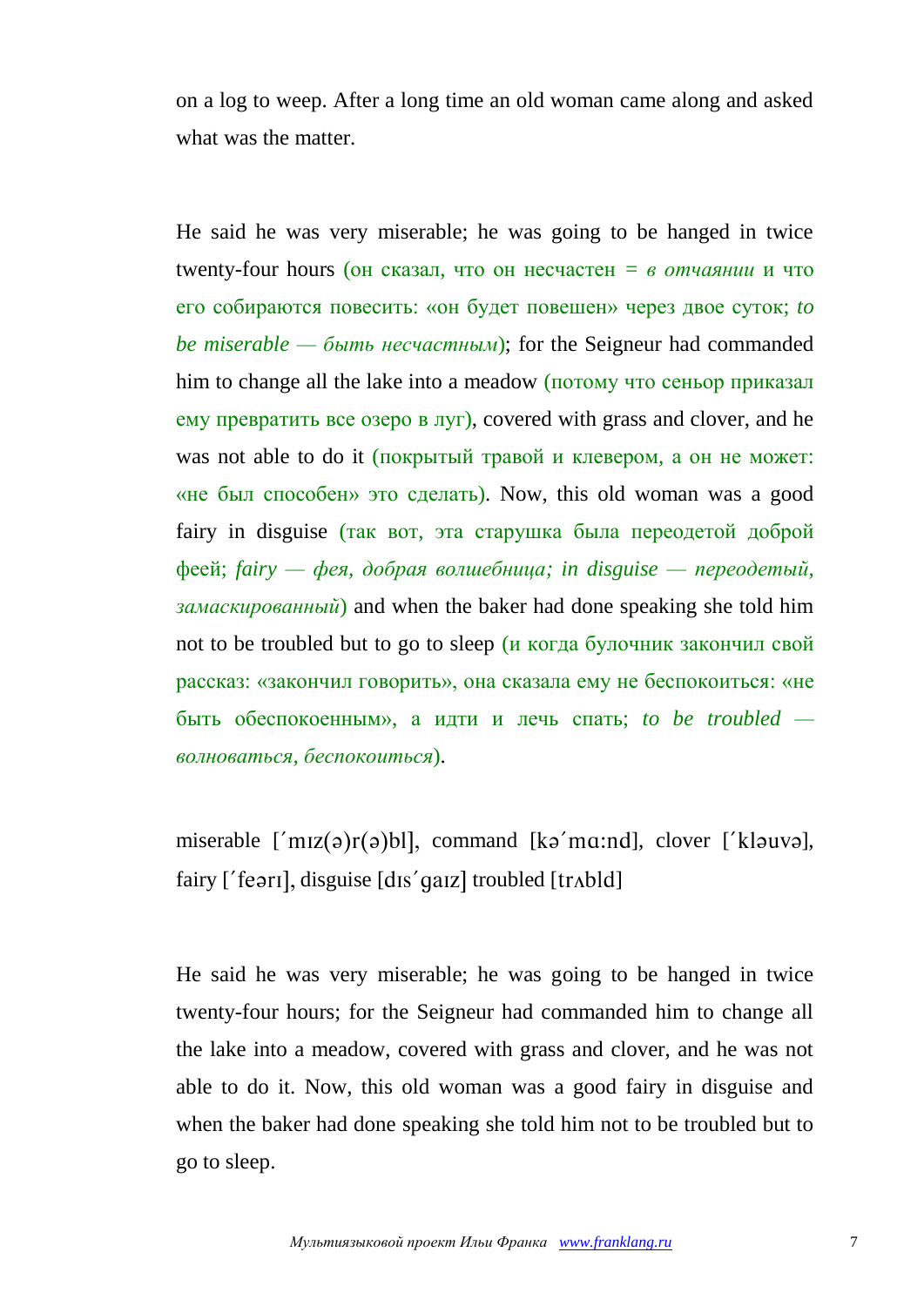on a log to weep. After a long time an old woman came along and asked what was the matter.

He said he was very miserable; he was going to be hanged in twice twenty-four hours (он сказал, что он несчастен = *в отчаянии* и что его собираются повесить: «он будет повешен» через двое суток; *to be miserable — быть несчастным*); for the Seigneur had commanded him to change all the lake into a meadow (потому что сеньор приказал ему превратить все озеро в луг), covered with grass and clover, and he was not able to do it (покрытый травой и клевером, а он не может: «не был способен» это сделать). Now, this old woman was a good fairy in disguise (так вот, эта старушка была переодетой доброй феей; *fairy — фея, добрая волшебница; in disguise — переодетый, замаскированный*) and when the baker had done speaking she told him not to be troubled but to go to sleep (и когда булочник закончил свой рассказ: «закончил говорить», она сказала ему не беспокоиться: «не быть обеспокоенным», а идти и лечь спать; *to be troubled — волноваться, беспокоиться*).

miserable [´mɪz(ə)r(ə)bl], command [kə´mɑ:nd], clover [´kləuvə], fairy [´feərɪ], disguise [dɪs´gaɪz] troubled [trʌbld]

He said he was very miserable; he was going to be hanged in twice twenty-four hours; for the Seigneur had commanded him to change all the lake into a meadow, covered with grass and clover, and he was not able to do it. Now, this old woman was a good fairy in disguise and when the baker had done speaking she told him not to be troubled but to go to sleep.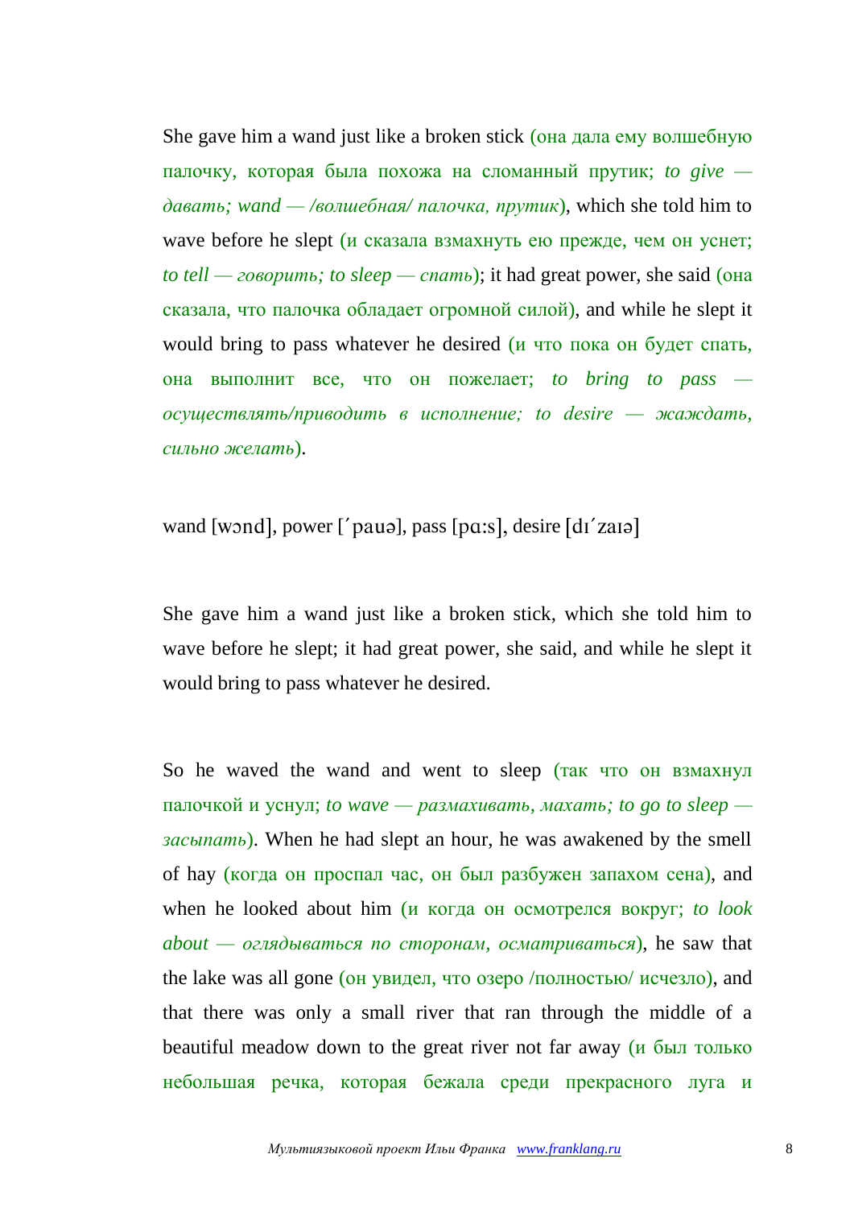She gave him a wand just like a broken stick (она дала ему волшебную палочку, которая была похожа на сломанный прутик; *to give — давать; wand — /волшебная/ палочка, прутик*), which she told him to wave before he slept (и сказала взмахнуть ею прежде, чем он уснет; *to tell — говорить; to sleep — спать*); it had great power, she said (она сказала, что палочка обладает огромной силой), and while he slept it would bring to pass whatever he desired (и что пока он будет спать, она выполнит все, что он пожелает; *to bring to pass — осуществлять/приводить в исполнение; to desire — жаждать, сильно желать*).

wand [wɔnd], power [ˊpauə], pass [pɑ:s], desire [dɪˊzaɪə]

She gave him a wand just like a broken stick, which she told him to wave before he slept; it had great power, she said, and while he slept it would bring to pass whatever he desired.

So he waved the wand and went to sleep (так что он взмахнул палочкой и уснул; *to wave — размахивать, махать; to go to sleep — засыпать*). When he had slept an hour, he was awakened by the smell of hay (когда он проспал час, он был разбужен запахом сена), and when he looked about him (и когда он осмотрелся вокруг; *to look about — оглядываться по сторонам, осматриваться*), he saw that the lake was all gone (он увидел, что озеро /полностью/ исчезло), and that there was only a small river that ran through the middle of a beautiful meadow down to the great river not far away (и был только небольшая речка, которая бежала среди прекрасного луга и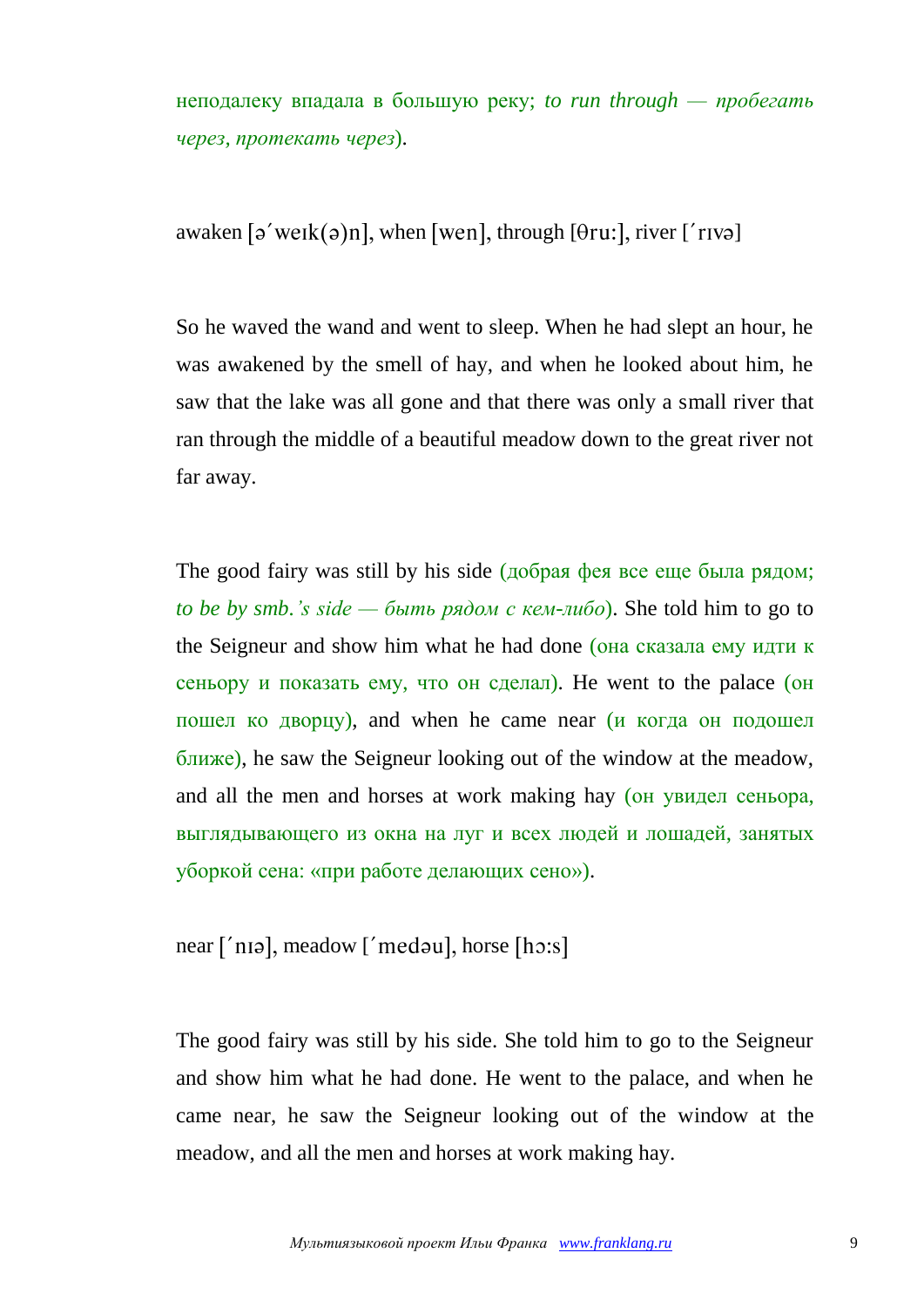неподалеку впадала в большую реку; *to run through — пробегать через, протекать через*).

awaken [əˊweɪk(ə)n], when [wen], through [θru:], river [ˊrɪvə]

So he waved the wand and went to sleep. When he had slept an hour, he was awakened by the smell of hay, and when he looked about him, he saw that the lake was all gone and that there was only a small river that ran through the middle of a beautiful meadow down to the great river not far away.

The good fairy was still by his side (добрая фея все еще была рядом; *to be by smb.'s side — быть рядом с кем-либо*). She told him to go to the Seigneur and show him what he had done (она сказала ему идти к сеньору и показать ему, что он сделал). He went to the palace (он пошел ко дворцу), and when he came near (и когда он подошел ближе), he saw the Seigneur looking out of the window at the meadow, and all the men and horses at work making hay (он увидел сеньора, выглядывающего из окна на луг и всех людей и лошадей, занятых уборкой сена: «при работе делающих сено»).

near [ˊnɪə], meadow [ˊmedəu], horse [hɔ:s]

The good fairy was still by his side. She told him to go to the Seigneur and show him what he had done. He went to the palace, and when he came near, he saw the Seigneur looking out of the window at the meadow, and all the men and horses at work making hay.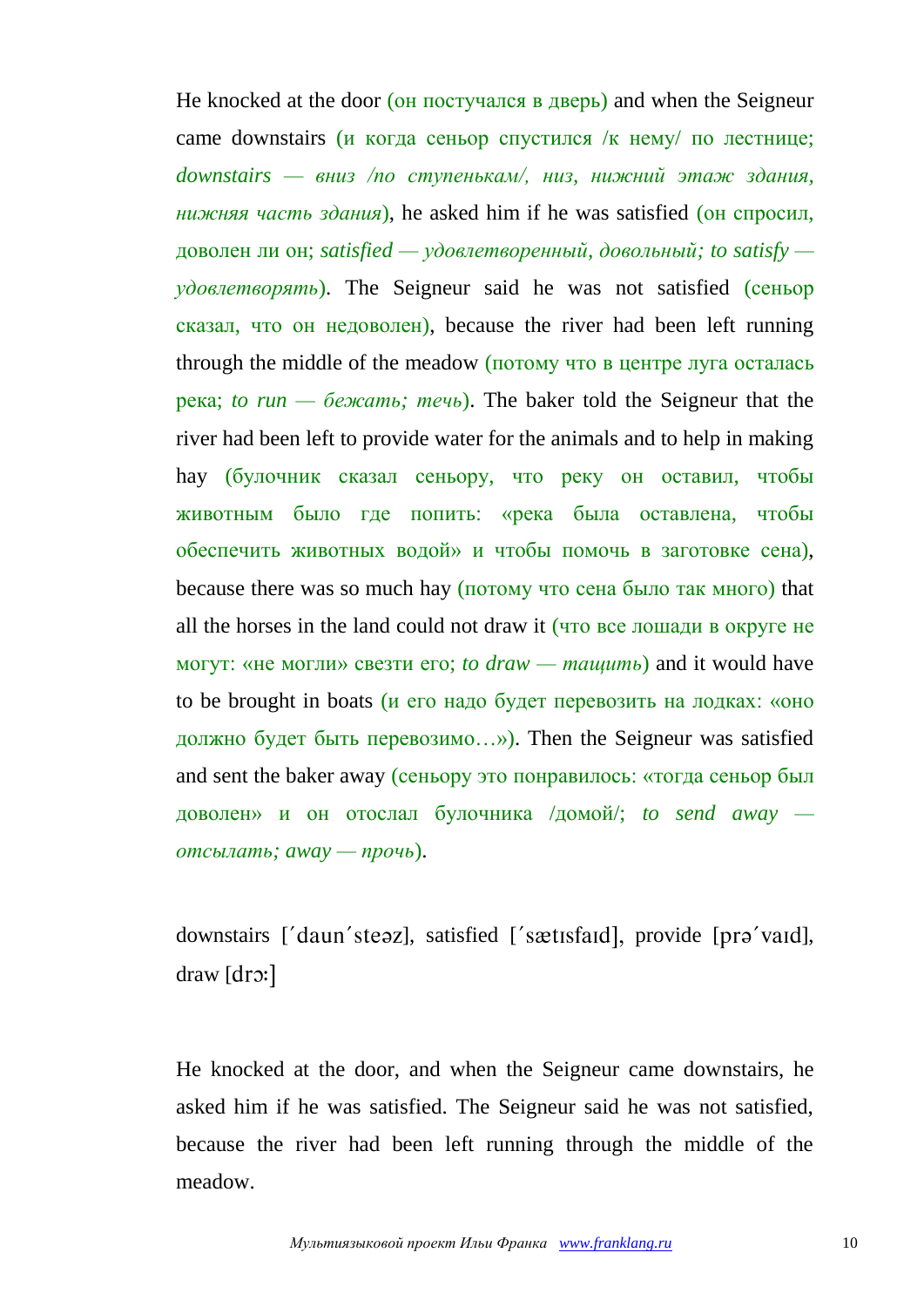He knocked at the door (он постучался в дверь) and when the Seigneur came downstairs (и когда сеньор спустился /к нему/ по лестнице; *downstairs — вниз /по ступенькам/, низ, нижний этаж здания, нижняя часть здания*), he asked him if he was satisfied (он спросил, доволен ли он; *satisfied — удовлетворенный, довольный; to satisfy — удовлетворять*). The Seigneur said he was not satisfied (сеньор сказал, что он недоволен), because the river had been left running through the middle of the meadow (потому что в центре луга осталась река; *to run — бежать; течь*). The baker told the Seigneur that the river had been left to provide water for the animals and to help in making hay (булочник сказал сеньору, что реку он оставил, чтобы животным было где попить: «река была оставлена, чтобы обеспечить животных водой» и чтобы помочь в заготовке сена), because there was so much hay (потому что сена было так много) that all the horses in the land could not draw it (что все лошади в округе не могут: «не могли» свезти его; *to draw — тащить*) and it would have to be brought in boats (и его надо будет перевозить на лодках: «оно должно будет быть перевозимо…»). Then the Seigneur was satisfied and sent the baker away (сеньору это понравилось: «тогда сеньор был доволен» и он отослал булочника /домой/; *to send away — отсылать; away — прочь*).

downstairs [΄daun΄steəz], satisfied [΄sætısfaıd], provide [prə΄vaıd], draw [drɔ:]

He knocked at the door, and when the Seigneur came downstairs, he asked him if he was satisfied. The Seigneur said he was not satisfied, because the river had been left running through the middle of the meadow.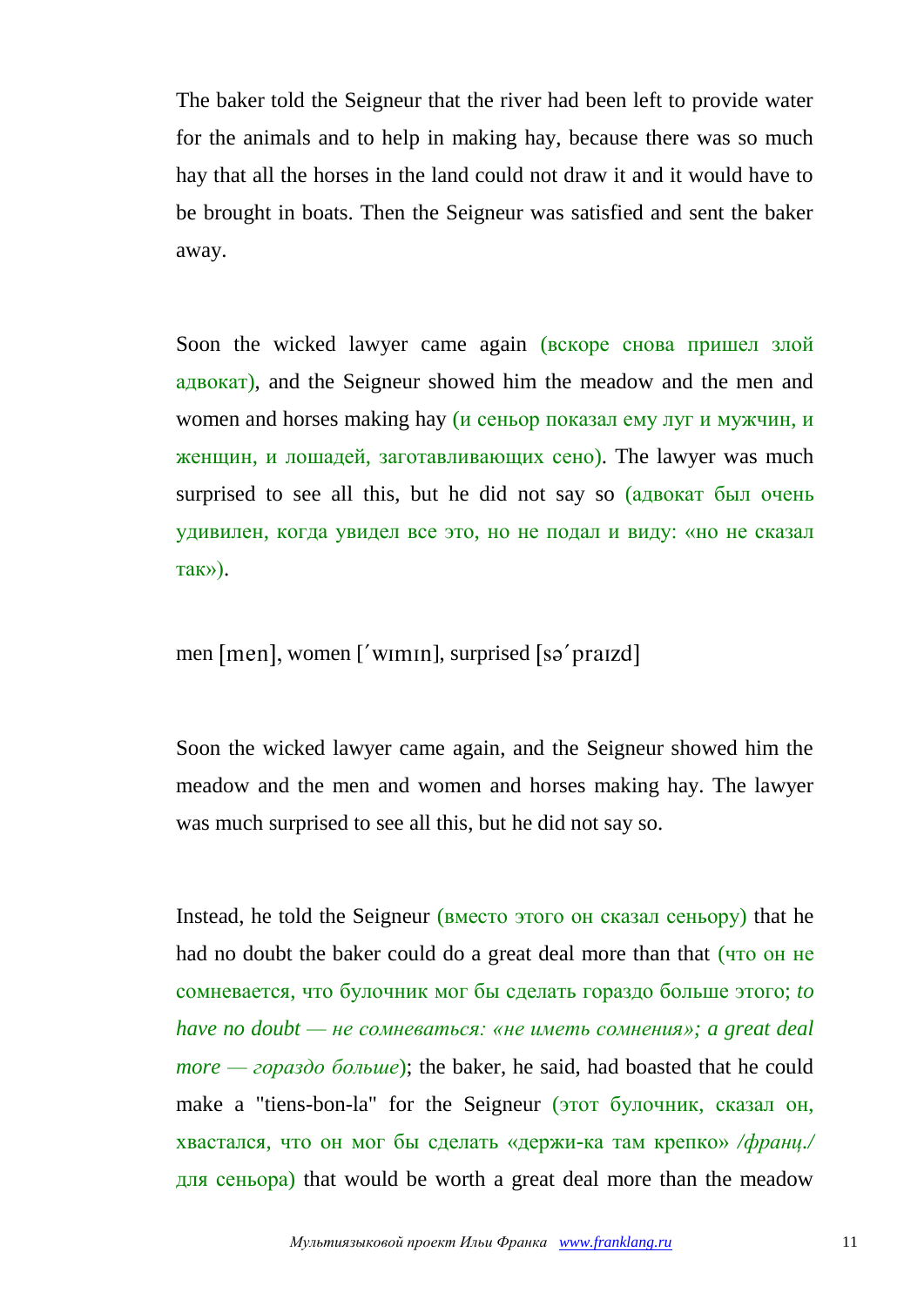The baker told the Seigneur that the river had been left to provide water for the animals and to help in making hay, because there was so much hay that all the horses in the land could not draw it and it would have to be brought in boats. Then the Seigneur was satisfied and sent the baker away.

Soon the wicked lawyer came again (вскоре снова пришел злой адвокат), and the Seigneur showed him the meadow and the men and women and horses making hay (и сеньор показал ему луг и мужчин, и женщин, и лошадей, заготавливающих сено). The lawyer was much surprised to see all this, but he did not say so (адвокат был очень удивилен, когда увидел все это, но не подал и виду: «но не сказал так»).

men [men], women [ˈwɪmɪn], surprised [səˈpraɪzd]

Soon the wicked lawyer came again, and the Seigneur showed him the meadow and the men and women and horses making hay. The lawyer was much surprised to see all this, but he did not say so.

Instead, he told the Seigneur (вместо этого он сказал сеньору) that he had no doubt the baker could do a great deal more than that (что он не сомневается, что булочник мог бы сделать гораздо больше этого; *to have no doubt — не сомневаться: «не иметь сомнения»; a great deal more — гораздо больше*); the baker, he said, had boasted that he could make a "tiens-bon-la" for the Seigneur (этот булочник, сказал он, хвастался, что он мог бы сделать «держи-ка там крепко» */франц./* для сеньора) that would be worth a great deal more than the meadow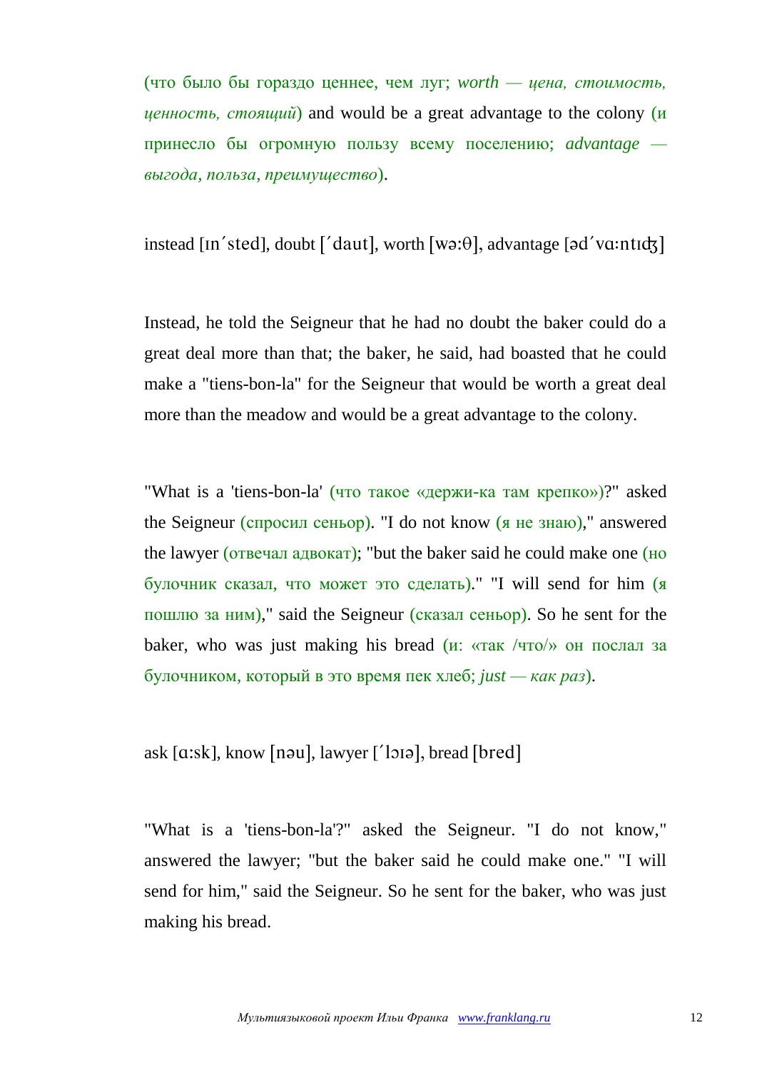(что было бы гораздо ценнее, чем луг; *worth — цена, стоимость, ценность, стоящий*) and would be a great advantage to the colony (и принесло бы огромную пользу всему поселению; *advantage — выгода, польза, преимущество*).

instead [ɪnˊsted], doubt [ˊdaut], worth [wə:θ], advantage [ədˊvɑ:ntɪʤ]

Instead, he told the Seigneur that he had no doubt the baker could do a great deal more than that; the baker, he said, had boasted that he could make a "tiens-bon-la" for the Seigneur that would be worth a great deal more than the meadow and would be a great advantage to the colony.

"What is a 'tiens-bon-la' (что такое «держи-ка там крепко»)?" asked the Seigneur (спросил сеньор). "I do not know (я не знаю)," answered the lawyer (отвечал адвокат); "but the baker said he could make one (но булочник сказал, что может это сделать)." "I will send for him (я пошлю за ним)," said the Seigneur (сказал сеньор). So he sent for the baker, who was just making his bread (и: «так /что/» он послал за булочником, который в это время пек хлеб; *just — как раз*).

ask [ɑ:sk], know [nəu], lawyer [ˊlɔɪə], bread [bred]

"What is a 'tiens-bon-la'?" asked the Seigneur. "I do not know," answered the lawyer; "but the baker said he could make one." "I will send for him," said the Seigneur. So he sent for the baker, who was just making his bread.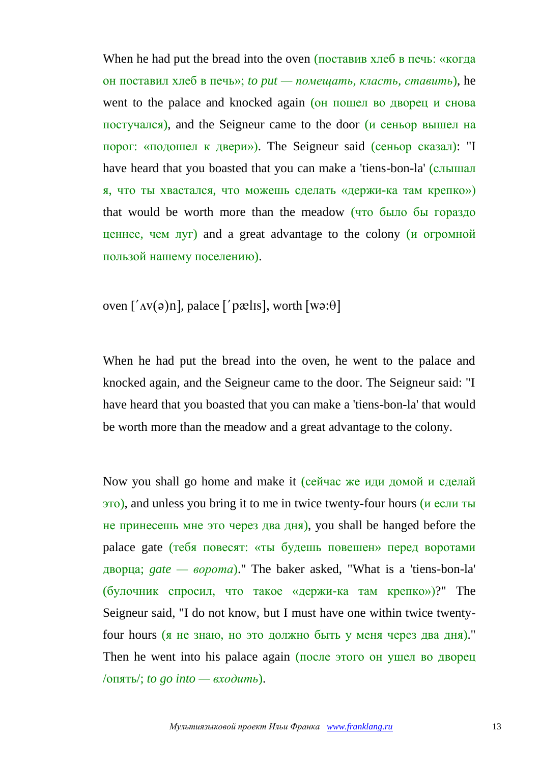When he had put the bread into the oven (поставив хлеб в печь: «когда он поставил хлеб в печь»; *to put — помещать, класть, ставить*), he went to the palace and knocked again (он пошел во дворец и снова постучался), and the Seigneur came to the door (и сеньор вышел на порог: «подошел к двери»). The Seigneur said (сеньор сказал): "I have heard that you boasted that you can make a 'tiens-bon-la' (слышал я, что ты хвастался, что можешь сделать «держи-ка там крепко») that would be worth more than the meadow (что было бы гораздо ценнее, чем луг) and a great advantage to the colony (и огромной пользой нашему поселению).

oven [΄ʌv(ə)n], palace [΄pælɪs], worth [wə:θ]

When he had put the bread into the oven, he went to the palace and knocked again, and the Seigneur came to the door. The Seigneur said: "I have heard that you boasted that you can make a 'tiens-bon-la' that would be worth more than the meadow and a great advantage to the colony.

Now you shall go home and make it (сейчас же иди домой и сделай это), and unless you bring it to me in twice twenty-four hours (и если ты не принесешь мне это через два дня), you shall be hanged before the palace gate (тебя повесят: «ты будешь повешен» перед воротами дворца; *gate — ворота*)." The baker asked, "What is a 'tiens-bon-la' (булочник спросил, что такое «держи-ка там крепко»)?" The Seigneur said, "I do not know, but I must have one within twice twenty-four hours (я не знаю, но это должно быть у меня через два дня)." Then he went into his palace again (после этого он ушел во дворец /опять/; *to go into — входить*).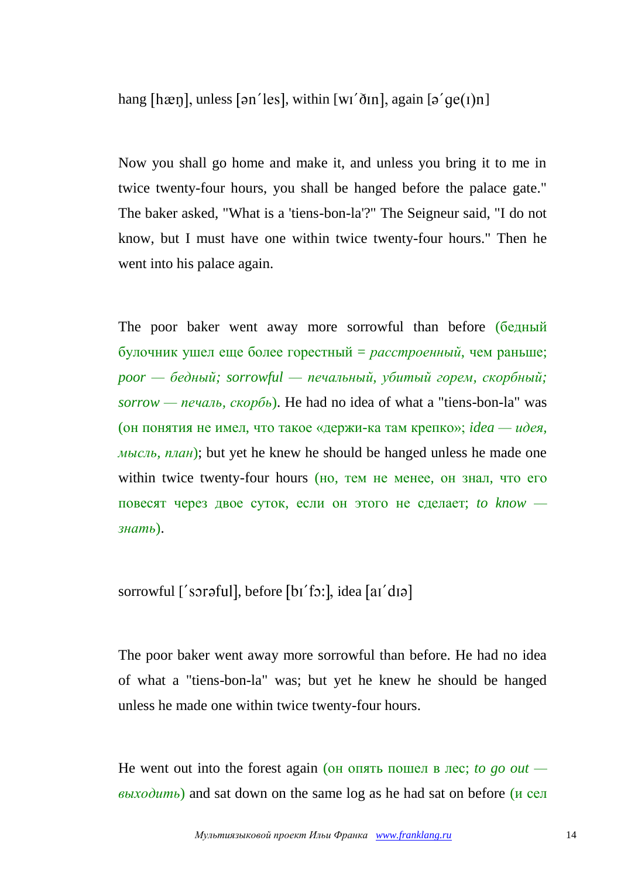hang [hæŋ], unless [ən´les], within [wɪ´ðɪn], again [ə´ge(ɪ)n]

Now you shall go home and make it, and unless you bring it to me in twice twenty-four hours, you shall be hanged before the palace gate." The baker asked, "What is a 'tiens-bon-la'?" The Seigneur said, "I do not know, but I must have one within twice twenty-four hours." Then he went into his palace again.

The poor baker went away more sorrowful than before (бедный булочник ушел еще более горестный = *расстроенный*, чем раньше; *poor — бедный; sorrowful — печальный, убитый горем, скорбный; sorrow — печаль, скорбь*). He had no idea of what a "tiens-bon-la" was (он понятия не имел, что такое «держи-ка там крепко»; *idea — идея, мысль, план*); but yet he knew he should be hanged unless he made one within twice twenty-four hours (но, тем не менее, он знал, что его повесят через двое суток, если он этого не сделает; *to know — знать*).

sorrowful [´sɔrəful], before [bɪ´fɔ:], idea [aɪ´dɪə]

The poor baker went away more sorrowful than before. He had no idea of what a "tiens-bon-la" was; but yet he knew he should be hanged unless he made one within twice twenty-four hours.

He went out into the forest again (он опять пошел в лес; *to go out — выходить*) and sat down on the same log as he had sat on before (и сел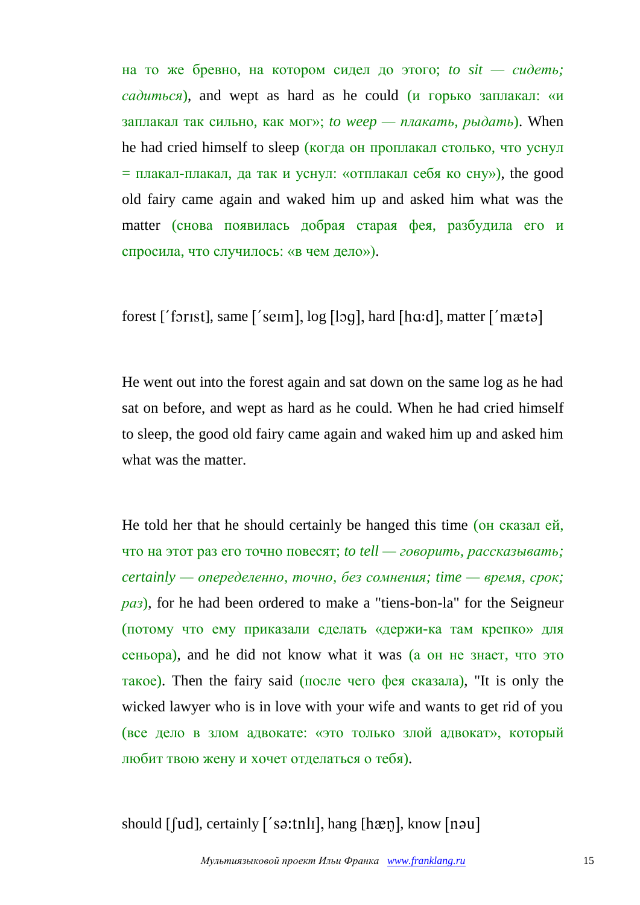на то же бревно, на котором сидел до этого; *to sit — сидеть; садиться*), and wept as hard as he could (и горько заплакал: «и заплакал так сильно, как мог»; *to weep — плакать, рыдать*). When he had cried himself to sleep (когда он проплакал столько, что уснул = плакал-плакал, да так и уснул: «отплакал себя ко сну»), the good old fairy came again and waked him up and asked him what was the matter (снова появилась добрая старая фея, разбудила его и спросила, что случилось: «в чем дело»).

forest [ˈfɔrɪst], same [ˈseɪm], log [lɔg], hard [hɑ:d], matter [ˈmætə]

He went out into the forest again and sat down on the same log as he had sat on before, and wept as hard as he could. When he had cried himself to sleep, the good old fairy came again and waked him up and asked him what was the matter.

He told her that he should certainly be hanged this time (он сказал ей, что на этот раз его точно повесят; *to tell — говорить, рассказывать; certainly — определенно, точно, без сомнения; time — время, срок; раз*), for he had been ordered to make a "tiens-bon-la" for the Seigneur (потому что ему приказали сделать «держи-ка там крепко» для сеньора), and he did not know what it was (а он не знает, что это такое). Then the fairy said (после чего фея сказала), "It is only the wicked lawyer who is in love with your wife and wants to get rid of you (все дело в злом адвокате: «это только злой адвокат», который любит твою жену и хочет отделаться о тебя).

should [ʃud], certainly [ˈsə:tnlɪ], hang [hæŋ], know [nəu]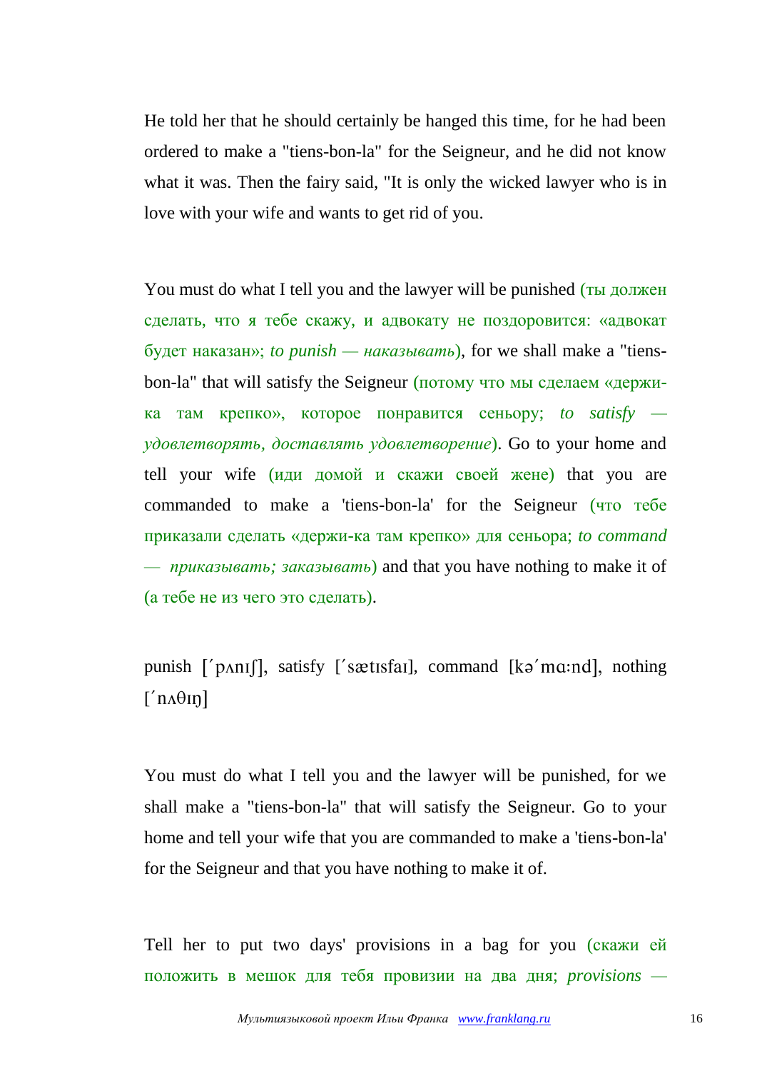He told her that he should certainly be hanged this time, for he had been ordered to make a "tiens-bon-la" for the Seigneur, and he did not know what it was. Then the fairy said, "It is only the wicked lawyer who is in love with your wife and wants to get rid of you.

You must do what I tell you and the lawyer will be punished (ты должен сделать, что я тебе скажу, и адвокату не поздоровится: «адвокат будет наказан»; *to punish — наказывать*), for we shall make a "tiens-bon-la" that will satisfy the Seigneur (потому что мы сделаем «держи-ка там крепко», которое понравится сеньору; *to satisfy — удовлетворять, доставлять удовлетворение*). Go to your home and tell your wife (иди домой и скажи своей жене) that you are commanded to make a 'tiens-bon-la' for the Seigneur (что тебе приказали сделать «держи-ка там крепко» для сеньора; *to command — приказывать; заказывать*) and that you have nothing to make it of (а тебе не из чего это сделать).

punish [ˊpʌnɪʃ], satisfy [ˊsætɪsfaɪ], command [kəˊmɑ:nd], nothing [ˊnʌθɪŋ]

You must do what I tell you and the lawyer will be punished, for we shall make a "tiens-bon-la" that will satisfy the Seigneur. Go to your home and tell your wife that you are commanded to make a 'tiens-bon-la' for the Seigneur and that you have nothing to make it of.

Tell her to put two days' provisions in a bag for you (скажи ей положить в мешок для тебя провизии на два дня; *provisions —*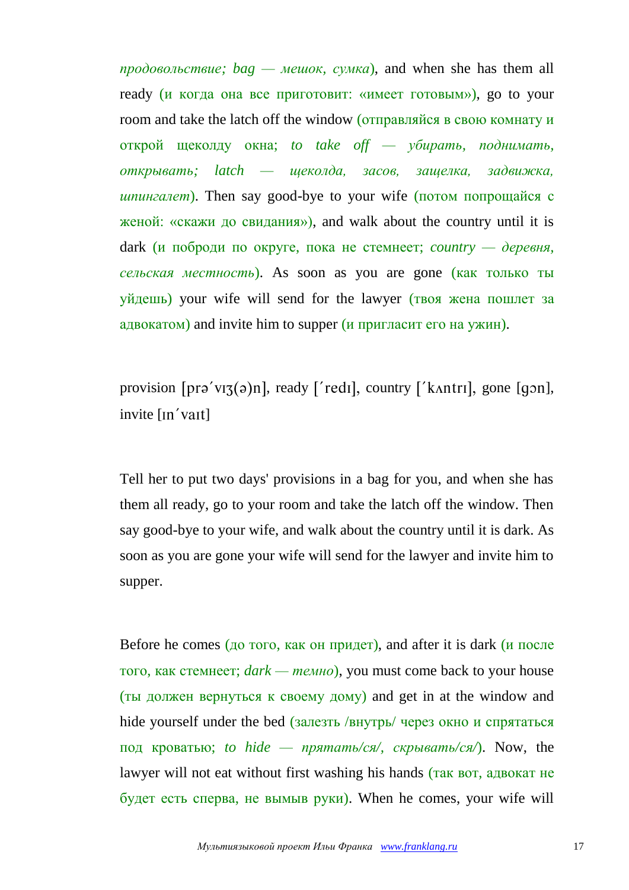*продовольствие; bag — мешок, сумка*), and when she has them all ready (и когда она все приготовит: «имеет готовым»), go to your room and take the latch off the window (отправляйся в свою комнату и открой щеколду окна; *to take off — убирать, поднимать, открывать; latch — щеколда, засов, защелка, задвижка, шпингалет*). Then say good-bye to your wife (потом попрощайся с женой: «скажи до свидания»), and walk about the country until it is dark (и поброди по округе, пока не стемнеет; *country — деревня, сельская местность*). As soon as you are gone (как только ты уйдешь) your wife will send for the lawyer (твоя жена пошлет за адвокатом) and invite him to supper (и пригласит его на ужин).

provision [prəˈvɪʒ(ə)n], ready [ˈredɪ], country [ˈkʌntrɪ], gone [gɔn], invite [ɪnˈvaɪt]

Tell her to put two days' provisions in a bag for you, and when she has them all ready, go to your room and take the latch off the window. Then say good-bye to your wife, and walk about the country until it is dark. As soon as you are gone your wife will send for the lawyer and invite him to supper.

Before he comes (до того, как он придет), and after it is dark (и после того, как стемнеет; *dark — темно*), you must come back to your house (ты должен вернуться к своему дому) and get in at the window and hide yourself under the bed (залезть /внутрь/ через окно и спрятаться под кроватью; *to hide — прятать/ся/, скрывать/ся/*). Now, the lawyer will not eat without first washing his hands (так вот, адвокат не будет есть сперва, не вымыв руки). When he comes, your wife will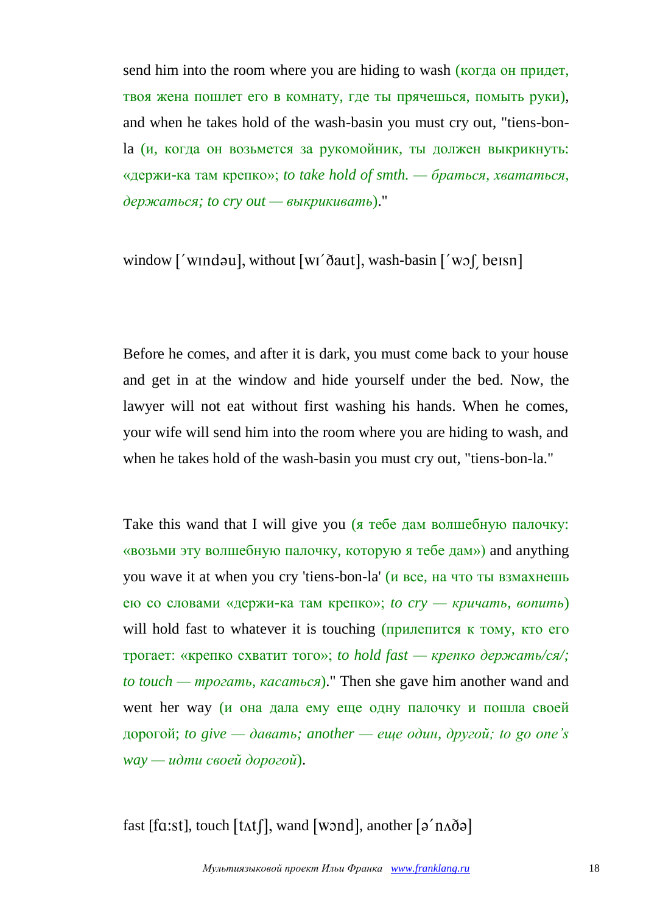send him into the room where you are hiding to wash (когда он придет, твоя жена пошлет его в комнату, где ты прячешься, помыть руки), and when he takes hold of the wash-basin you must cry out, "tiens-bon-la (и, когда он возьмется за рукомойник, ты должен выкрикнуть: «держи-ка там крепко»; *to take hold of smth. — браться, хвататься, держаться; to cry out — выкрикивать*)."

window [΄wındəu], without [wı΄ðaut], wash-basin [΄wɔʃ͵ beısn]

Before he comes, and after it is dark, you must come back to your house and get in at the window and hide yourself under the bed. Now, the lawyer will not eat without first washing his hands. When he comes, your wife will send him into the room where you are hiding to wash, and when he takes hold of the wash-basin you must cry out, "tiens-bon-la."

Take this wand that I will give you (я тебе дам волшебную палочку: «возьми эту волшебную палочку, которую я тебе дам») and anything you wave it at when you cry 'tiens-bon-la' (и все, на что ты взмахнешь ею со словами «держи-ка там крепко»; *to cry — кричать, вопить*) will hold fast to whatever it is touching (прилепится к тому, кто его трогает: «крепко схватит того»; *to hold fast — крепко держать/ся/; to touch — трогать, касаться*)." Then she gave him another wand and went her way (и она дала ему еще одну палочку и пошла своей дорогой; *to give — давать; another — еще один, другой; to go one's way — идти своей дорогой*).

fast [fɑ:st], touch [tʌtʃ], wand [wɔnd], another [ə΄nʌðə]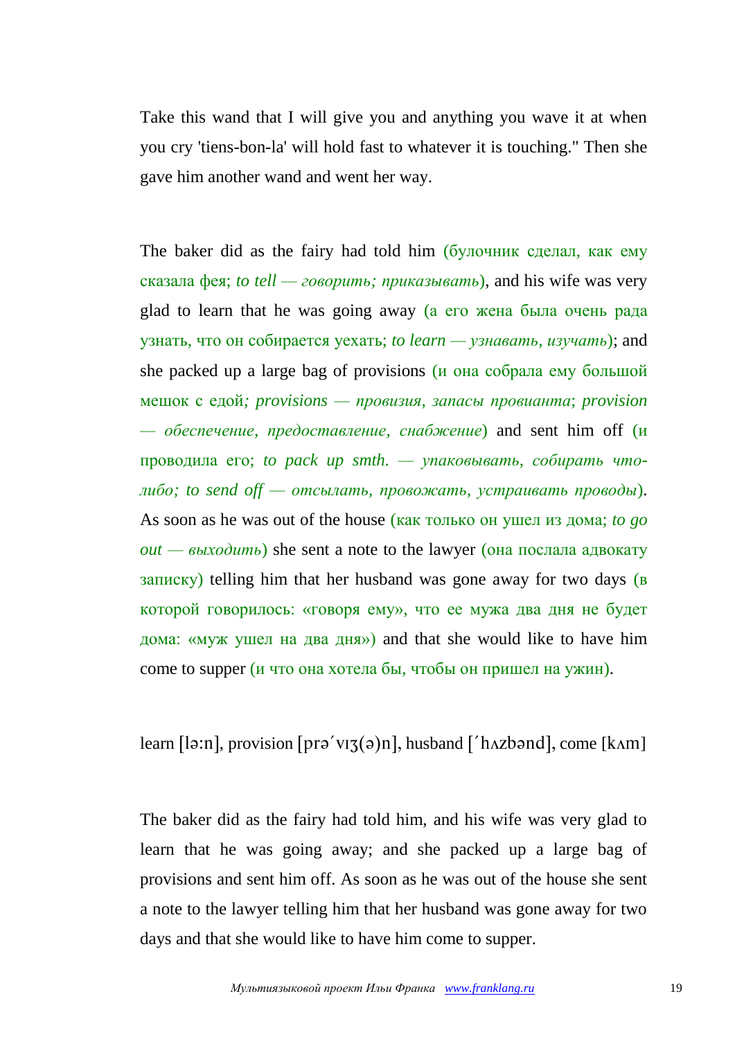Take this wand that I will give you and anything you wave it at when you cry 'tiens-bon-la' will hold fast to whatever it is touching." Then she gave him another wand and went her way.

The baker did as the fairy had told him (булочник сделал, как ему сказала фея; *to tell — говорить; приказывать*), and his wife was very glad to learn that he was going away (а его жена была очень рада узнать, что он собирается уехать; *to learn — узнавать, изучать*); and she packed up a large bag of provisions (и она собрала ему большой мешок с едой*; provisions — провизия, запасы провианта*; *provision — обеспечение, предоставление, снабжение*) and sent him off (и проводила его; *to pack up smth. — упаковывать, собирать что-либо; to send off — отсылать, провожать, устраивать проводы*). As soon as he was out of the house (как только он ушел из дома; *to go out — выходить*) she sent a note to the lawyer (она послала адвокату записку) telling him that her husband was gone away for two days (в которой говорилось: «говоря ему», что ее мужа два дня не будет дома: «муж ушел на два дня») and that she would like to have him come to supper (и что она хотела бы, чтобы он пришел на ужин).

learn [lə:n], provision [prəˈvɪʒ(ə)n], husband [ˈhʌzbənd], come [kʌm]

The baker did as the fairy had told him, and his wife was very glad to learn that he was going away; and she packed up a large bag of provisions and sent him off. As soon as he was out of the house she sent a note to the lawyer telling him that her husband was gone away for two days and that she would like to have him come to supper.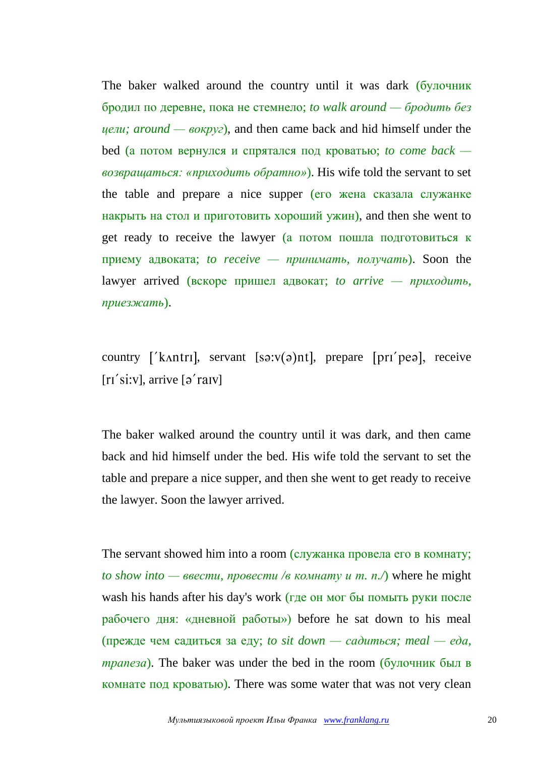The baker walked around the country until it was dark (булочник бродил по деревне, пока не стемнело; *to walk around — бродить без цели; around — вокруг*), and then came back and hid himself under the bed (а потом вернулся и спрятался под кроватью; *to come back — возвращаться: «приходить обратно»*). His wife told the servant to set the table and prepare a nice supper (его жена сказала служанке накрыть на стол и приготовить хороший ужин), and then she went to get ready to receive the lawyer (а потом пошла подготовиться к приему адвоката; *to receive — принимать, получать*). Soon the lawyer arrived (вскоре пришел адвокат; *to arrive — приходить, приезжать*).

country [´kʌntrɪ], servant [sə:v(ə)nt], prepare [prɪ´peə], receive [rɪ´si:v], arrive [ə´raɪv]

The baker walked around the country until it was dark, and then came back and hid himself under the bed. His wife told the servant to set the table and prepare a nice supper, and then she went to get ready to receive the lawyer. Soon the lawyer arrived.

The servant showed him into a room (служанка провела его в комнату; *to show into — ввести, провести /в комнату и т. п./*) where he might wash his hands after his day's work (где он мог бы помыть руки после рабочего дня: «дневной работы») before he sat down to his meal (прежде чем садиться за еду; *to sit down — садиться; meal — еда, трапеза*). The baker was under the bed in the room (булочник был в комнате под кроватью). There was some water that was not very clean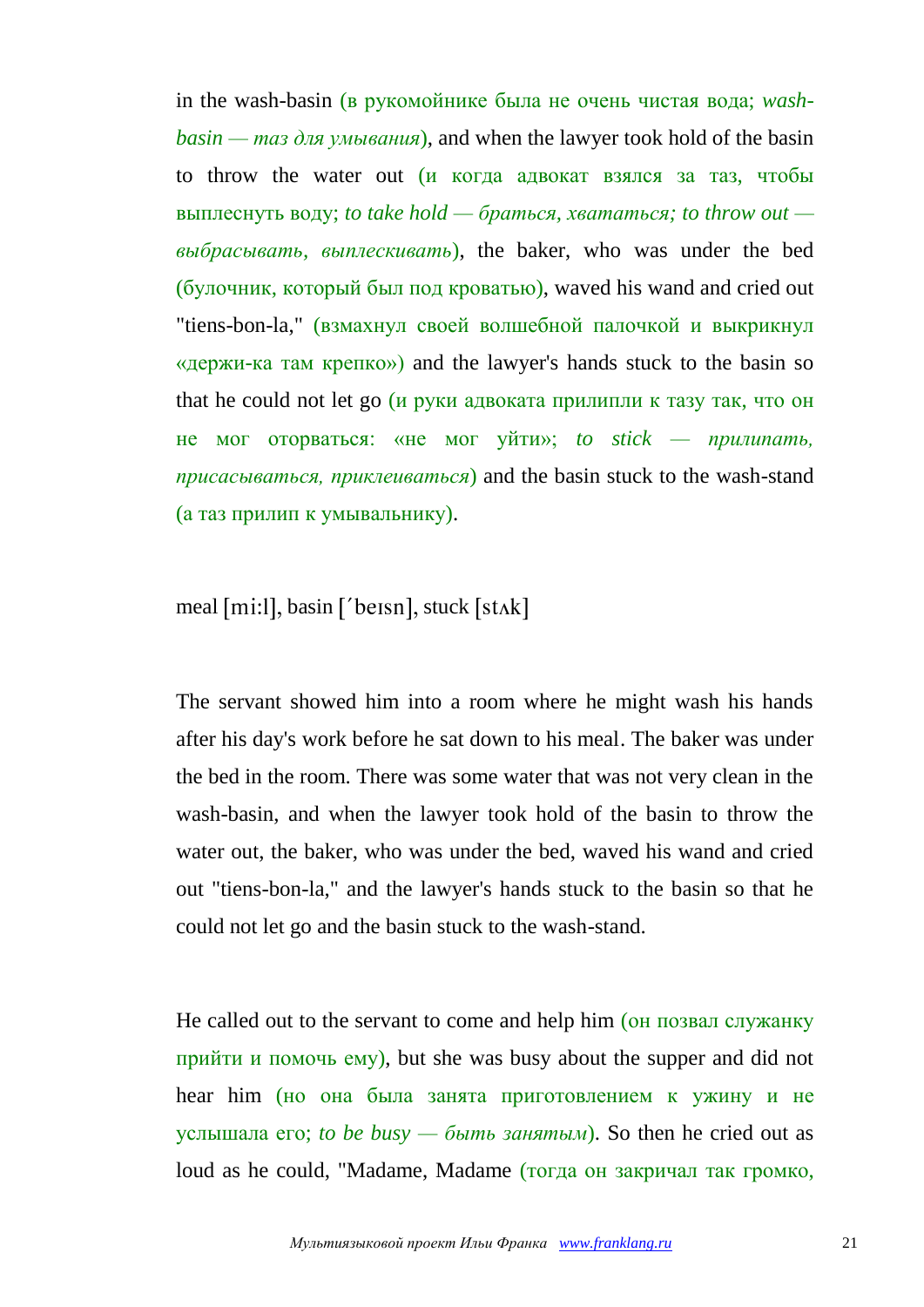in the wash-basin (в рукомойнике была не очень чистая вода; *wash-basin — таз для умывания*), and when the lawyer took hold of the basin to throw the water out (и когда адвокат взялся за таз, чтобы выплеснуть воду; *to take hold — браться, хвататься; to throw out — выбрасывать, выплескивать*), the baker, who was under the bed (булочник, который был под кроватью), waved his wand and cried out "tiens-bon-la," (взмахнул своей волшебной палочкой и выкрикнул «держи-ка там крепко») and the lawyer's hands stuck to the basin so that he could not let go (и руки адвоката прилипли к тазу так, что он не мог оторваться: «не мог уйти»; *to stick — прилипать, присасываться, приклеиваться*) and the basin stuck to the wash-stand (а таз прилип к умывальнику).

meal [mi:l], basin [ˊbeɪsn], stuck [stʌk]

The servant showed him into a room where he might wash his hands after his day's work before he sat down to his meal. The baker was under the bed in the room. There was some water that was not very clean in the wash-basin, and when the lawyer took hold of the basin to throw the water out, the baker, who was under the bed, waved his wand and cried out "tiens-bon-la," and the lawyer's hands stuck to the basin so that he could not let go and the basin stuck to the wash-stand.

He called out to the servant to come and help him (он позвал служанку прийти и помочь ему), but she was busy about the supper and did not hear him (но она была занята приготовлением к ужину и не услышала его; *to be busy — быть занятым*). So then he cried out as loud as he could, "Madame, Madame (тогда он закричал так громко,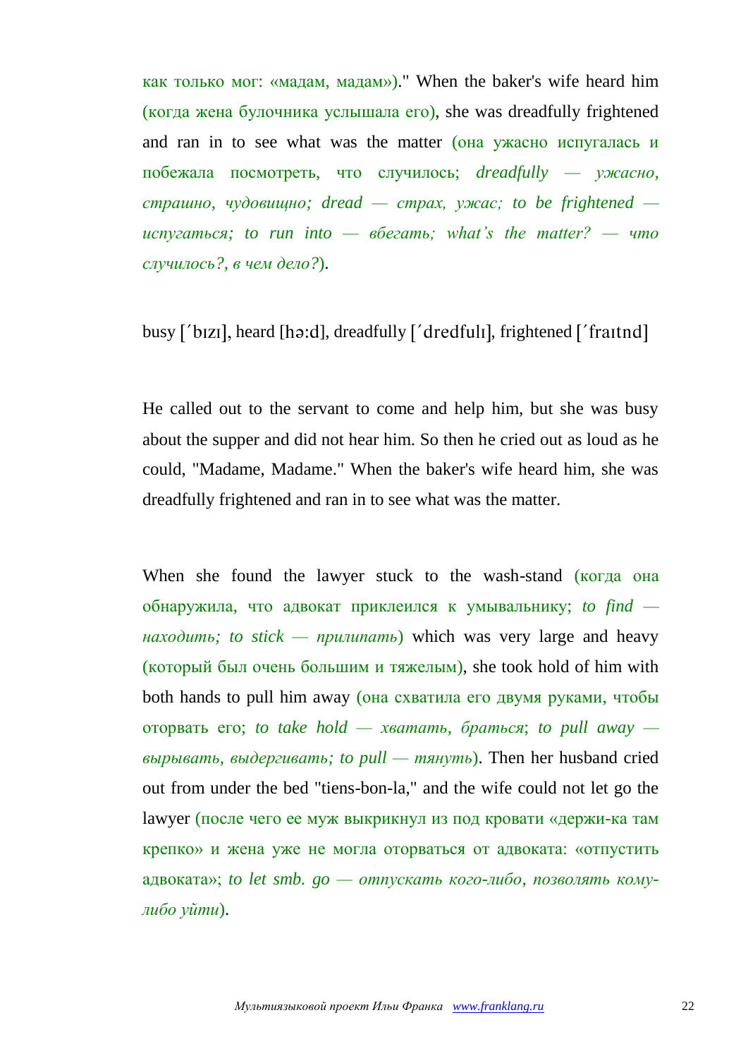как только мог: «мадам, мадам»)." When the baker's wife heard him (когда жена булочника услышала его), she was dreadfully frightened and ran in to see what was the matter (она ужасно испугалась и побежала посмотреть, что случилось; *dreadfully — ужасно, страшно, чудовищно; dread — страх, ужас; to be frightened — испугаться; to run into — вбегать; what's the matter? — что случилось?, в чем дело?*).

busy [ˊbɪzɪ], heard [hǝ:d], dreadfully [ˊdredfulɪ], frightened [ˊfraɪtnd]

He called out to the servant to come and help him, but she was busy about the supper and did not hear him. So then he cried out as loud as he could, "Madame, Madame." When the baker's wife heard him, she was dreadfully frightened and ran in to see what was the matter.

When she found the lawyer stuck to the wash-stand (когда она обнаружила, что адвокат приклеился к умывальнику; *to find — находить; to stick — прилипать*) which was very large and heavy (который был очень большим и тяжелым), she took hold of him with both hands to pull him away (она схватила его двумя руками, чтобы оторвать его; *to take hold — хватать, браться; to pull away — вырывать, выдергивать; to pull — тянуть*). Then her husband cried out from under the bed "tiens-bon-la," and the wife could not let go the lawyer (после чего ее муж выкрикнул из под кровати «держи-ка там крепко» и жена уже не могла оторваться от адвоката: «отпустить адвоката»; *to let smb. go — отпускать кого-либо, позволять кому-либо уйти*).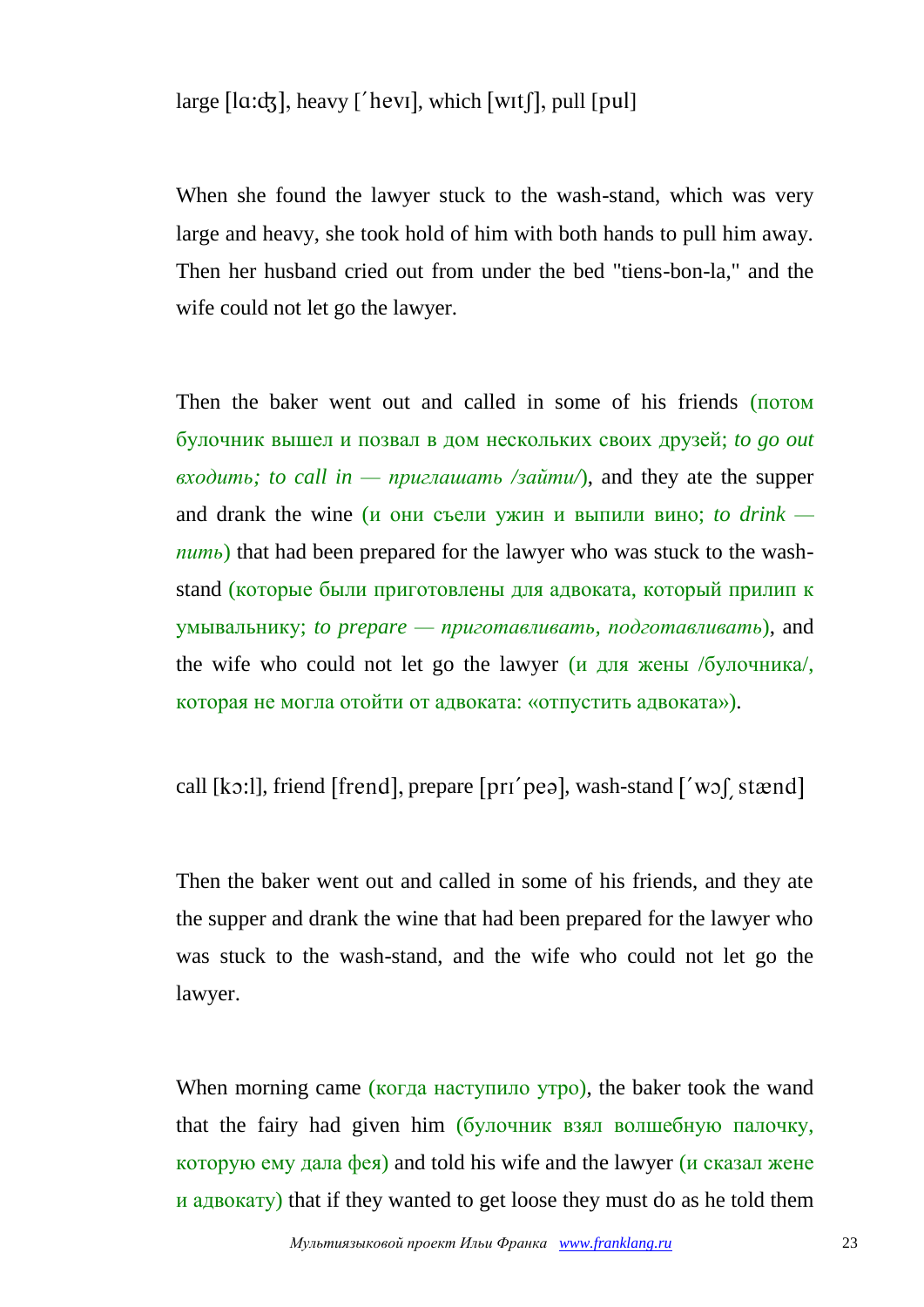large [lɑ:ʤ], heavy [ˊhevɪ], which [wɪtʃ], pull [pul]

When she found the lawyer stuck to the wash-stand, which was very large and heavy, she took hold of him with both hands to pull him away. Then her husband cried out from under the bed "tiens-bon-la," and the wife could not let go the lawyer.

Then the baker went out and called in some of his friends (потом булочник вышел и позвал в дом нескольких своих друзей; *to go out входить; to call in — приглашать /зайти/*), and they ate the supper and drank the wine (и они съели ужин и выпили вино; *to drink — пить*) that had been prepared for the lawyer who was stuck to the wash-stand (которые были приготовлены для адвоката, который прилип к умывальнику; *to prepare — приготавливать, подготавливать*), and the wife who could not let go the lawyer (и для жены /булочника/, которая не могла отойти от адвоката: «отпустить адвоката»).

call [kɔ:l], friend [frend], prepare [prɪˊpeə], wash-stand [ˊwɔʃˏstænd]

Then the baker went out and called in some of his friends, and they ate the supper and drank the wine that had been prepared for the lawyer who was stuck to the wash-stand, and the wife who could not let go the lawyer.

When morning came (когда наступило утро), the baker took the wand that the fairy had given him (булочник взял волшебную палочку, которую ему дала фея) and told his wife and the lawyer (и сказал жене и адвокату) that if they wanted to get loose they must do as he told them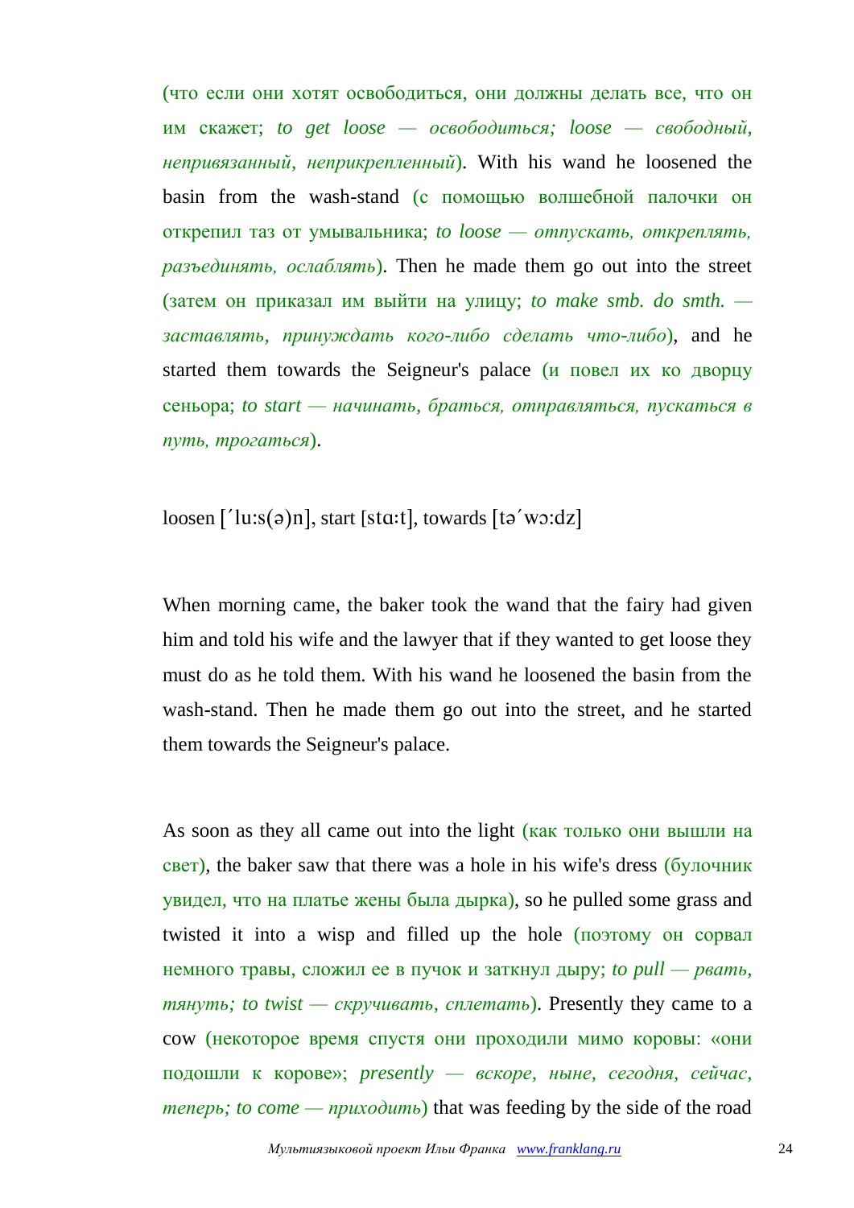(что если они хотят освободиться, они должны делать все, что он им скажет; *to get loose — освободиться; loose — свободный, непривязанный, неприкрепленный*). With his wand he loosened the basin from the wash-stand (с помощью волшебной палочки он открепил таз от умывальника; *to loose — отпускать, откреплять, разъединять, ослаблять*). Then he made them go out into the street (затем он приказал им выйти на улицу; *to make smb. do smth. — заставлять, принуждать кого-либо сделать что-либо*), and he started them towards the Seigneur's palace (и повел их ко дворцу сеньора; *to start — начинать, браться, отправляться, пускаться в путь, трогаться*).

loosen [ˊlu:s(ə)n], start [stɑ:t], towards [təˊwɔ:dz]

When morning came, the baker took the wand that the fairy had given him and told his wife and the lawyer that if they wanted to get loose they must do as he told them. With his wand he loosened the basin from the wash-stand. Then he made them go out into the street, and he started them towards the Seigneur's palace.

As soon as they all came out into the light (как только они вышли на свет), the baker saw that there was a hole in his wife's dress (булочник увидел, что на платье жены была дырка), so he pulled some grass and twisted it into a wisp and filled up the hole (поэтому он сорвал немного травы, сложил ее в пучок и заткнул дыру; *to pull — рвать, тянуть; to twist — скручивать, сплетать*). Presently they came to a cow (некоторое время спустя они проходили мимо коровы: «они подошли к корове»; *presently — вскоре, ныне, сегодня, сейчас, теперь; to come — приходить*) that was feeding by the side of the road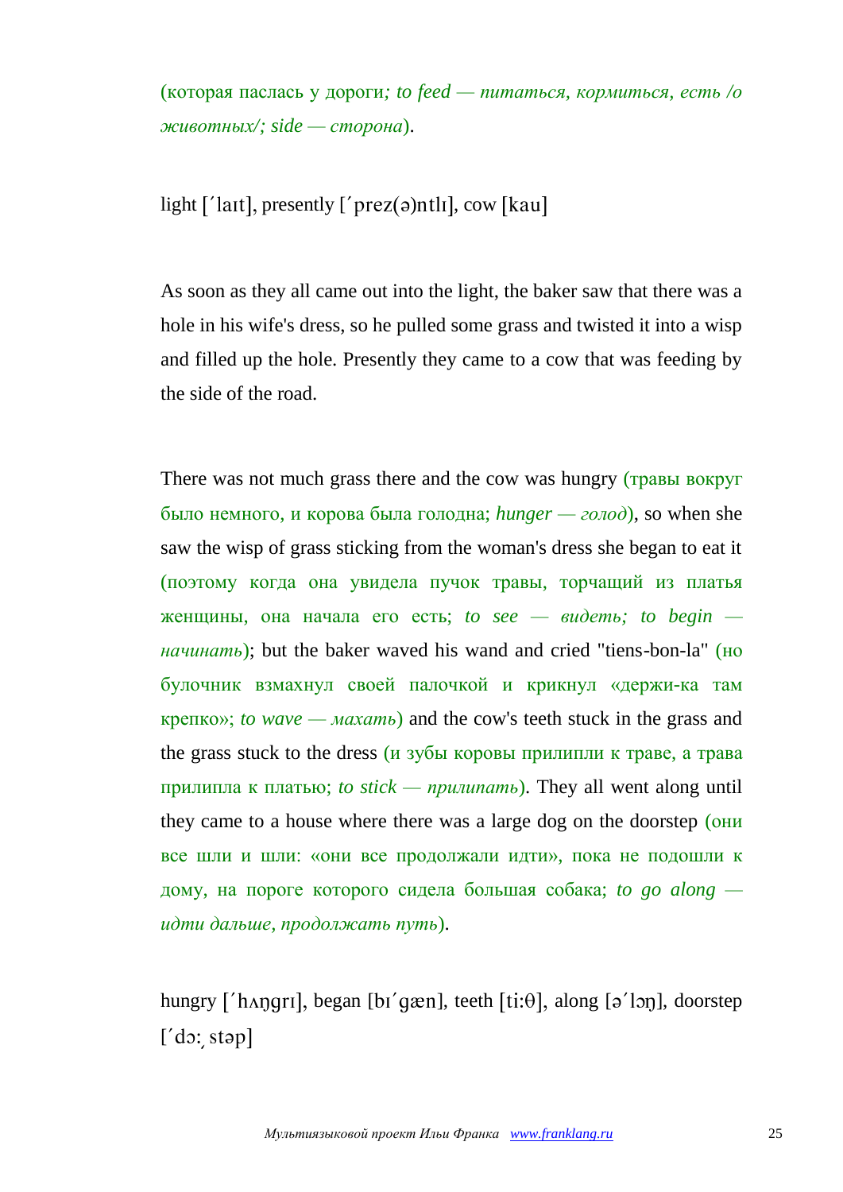(которая паслась у дороги*; to feed — питаться, кормиться, есть /о животных/; side — сторона*).

light [ˈlaɪt], presently [ˈprez(ə)ntlɪ], cow [kau]

As soon as they all came out into the light, the baker saw that there was a hole in his wife's dress, so he pulled some grass and twisted it into a wisp and filled up the hole. Presently they came to a cow that was feeding by the side of the road.

There was not much grass there and the cow was hungry (травы вокруг было немного, и корова была голодна; *hunger — голод*), so when she saw the wisp of grass sticking from the woman's dress she began to eat it (поэтому когда она увидела пучок травы, торчащий из платья женщины, она начала его есть; *to see — видеть; to begin — начинать*); but the baker waved his wand and cried "tiens-bon-la" (но булочник взмахнул своей палочкой и крикнул «держи-ка там крепко»; *to wave — махать*) and the cow's teeth stuck in the grass and the grass stuck to the dress (и зубы коровы прилипли к траве, а трава прилипла к платью; *to stick — прилипать*). They all went along until they came to a house where there was a large dog on the doorstep (они все шли и шли: «они все продолжали идти», пока не подошли к дому, на пороге которого сидела большая собака; *to go along — идти дальше, продолжать путь*).

hungry [ˈhʌŋgrɪ], began [bɪˈgæn], teeth [ti:θ], along [əˈlɔŋ], doorstep [ˈdɔ:ˌstəp]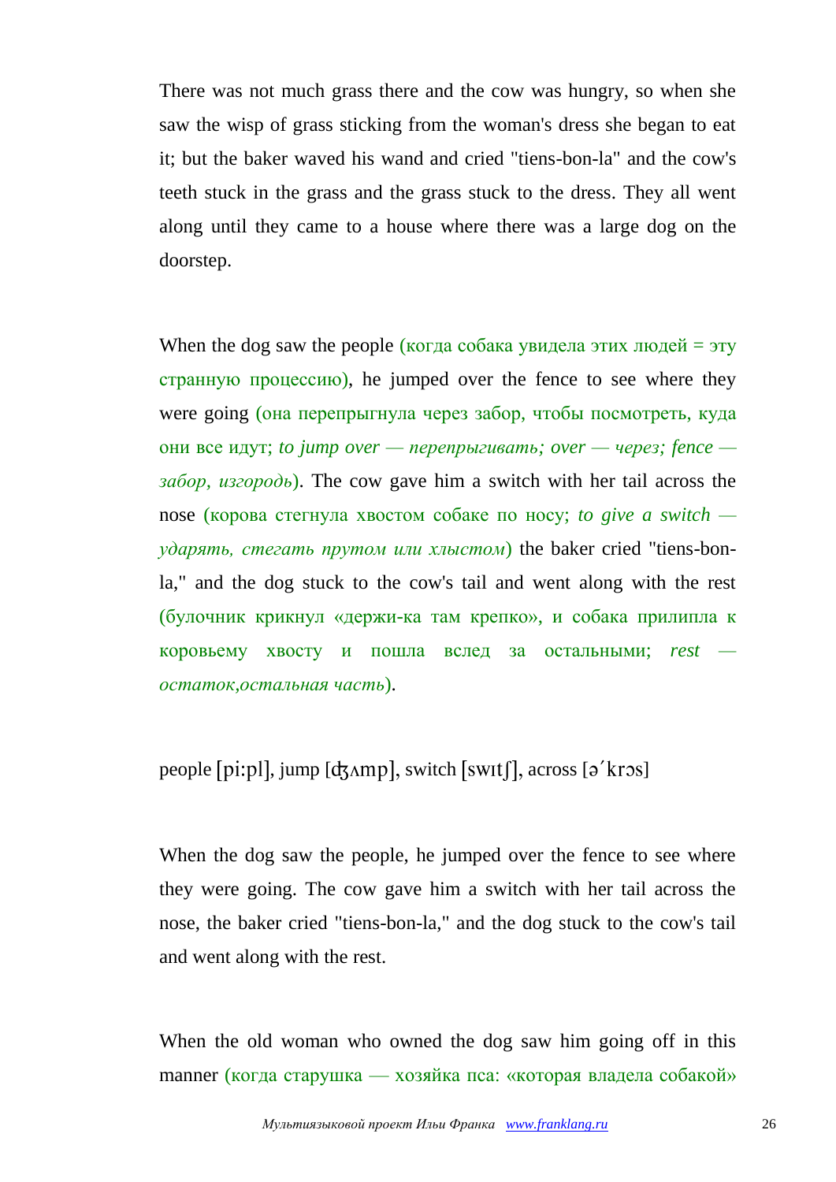There was not much grass there and the cow was hungry, so when she saw the wisp of grass sticking from the woman's dress she began to eat it; but the baker waved his wand and cried "tiens-bon-la" and the cow's teeth stuck in the grass and the grass stuck to the dress. They all went along until they came to a house where there was a large dog on the doorstep.

When the dog saw the people (когда собака увидела этих людей = эту странную процессию), he jumped over the fence to see where they were going (она перепрыгнула через забор, чтобы посмотреть, куда они все идут; *to jump over — перепрыгивать; over — через; fence — забор, изгородь*). The cow gave him a switch with her tail across the nose (корова стегнула хвостом собаке по носу; *to give a switch — ударять, стегать прутом или хлыстом*) the baker cried "tiens-bon-la," and the dog stuck to the cow's tail and went along with the rest (булочник крикнул «держи-ка там крепко», и собака прилипла к коровьему хвосту и пошла вслед за остальными; *rest — остаток,остальная часть*).

people [pi:pl], jump [ʤʌmp], switch [swɪtʃ], across [əˊkrɔs]

When the dog saw the people, he jumped over the fence to see where they were going. The cow gave him a switch with her tail across the nose, the baker cried "tiens-bon-la," and the dog stuck to the cow's tail and went along with the rest.

When the old woman who owned the dog saw him going off in this manner (когда старушка — хозяйка пса: «которая владела собакой»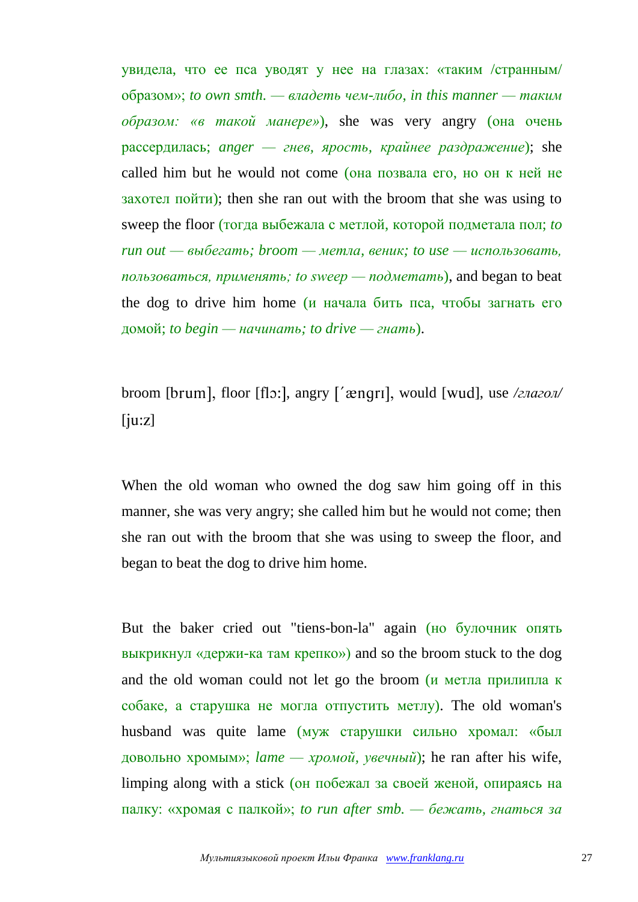увидела, что ее пса уводят у нее на глазах: «таким /странным/ образом»; *to own smth. — владеть чем-либо, in this manner — таким образом: «в такой манере»*), she was very angry (она очень рассердилась; *anger — гнев, ярость, крайнее раздражение*); she called him but he would not come (она позвала его, но он к ней не захотел пойти); then she ran out with the broom that she was using to sweep the floor (тогда выбежала с метлой, которой подметала пол; *to run out — выбегать; broom — метла, веник; to use — использовать, пользоваться, применять; to sweep — подметать*), and began to beat the dog to drive him home (и начала бить пса, чтобы загнать его домой; *to begin — начинать; to drive — гнать*).

broom [brum], floor [flɔ:], angry [ˊæŋgrɪ], would [wud], use */глагол/* [ju:z]

When the old woman who owned the dog saw him going off in this manner, she was very angry; she called him but he would not come; then she ran out with the broom that she was using to sweep the floor, and began to beat the dog to drive him home.

But the baker cried out "tiens-bon-la" again (но булочник опять выкрикнул «держи-ка там крепко») and so the broom stuck to the dog and the old woman could not let go the broom (и метла прилипла к собаке, а старушка не могла отпустить метлу). The old woman's husband was quite lame (муж старушки сильно хромал: «был довольно хромым»; *lame — хромой, увечный*); he ran after his wife, limping along with a stick (он побежал за своей женой, опираясь на палку: «хромая с палкой»; *to run after smb. — бежать, гнаться за*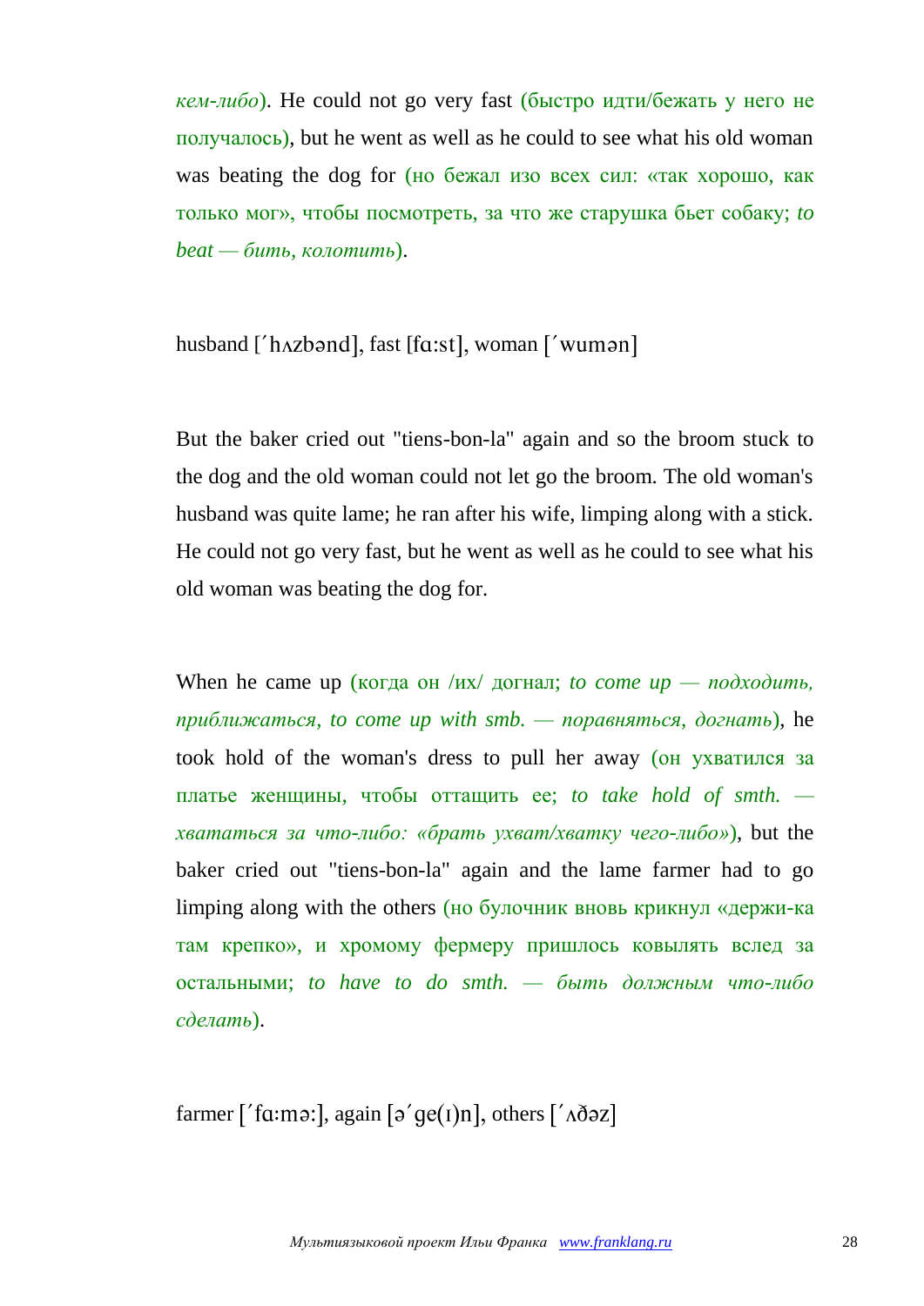*кем-либо*). He could not go very fast (быстро идти/бежать у него не получалось), but he went as well as he could to see what his old woman was beating the dog for (но бежал изо всех сил: «так хорошо, как только мог», чтобы посмотреть, за что же старушка бьет собаку; *to beat — бить, колотить*).

husband [ˊhʌzbənd], fast [fɑ:st], woman [ˊwumən]

But the baker cried out "tiens-bon-la" again and so the broom stuck to the dog and the old woman could not let go the broom. The old woman's husband was quite lame; he ran after his wife, limping along with a stick. He could not go very fast, but he went as well as he could to see what his old woman was beating the dog for.

When he came up (когда он /их/ догнал; *to come up — подходить, приближаться, to come up with smb. — поравняться, догнать*), he took hold of the woman's dress to pull her away (он ухватился за платье женщины, чтобы оттащить ее; *to take hold of smth. — хвататься за что-либо: «брать ухват/хватку чего-либо»*), but the baker cried out "tiens-bon-la" again and the lame farmer had to go limping along with the others (но булочник вновь крикнул «держи-ка там крепко», и хромому фермеру пришлось ковылять вслед за остальными; *to have to do smth. — быть должным что-либо сделать*).

farmer [ˊfɑ:mə:], again [əˊge(ɪ)n], others [ˊʌðəz]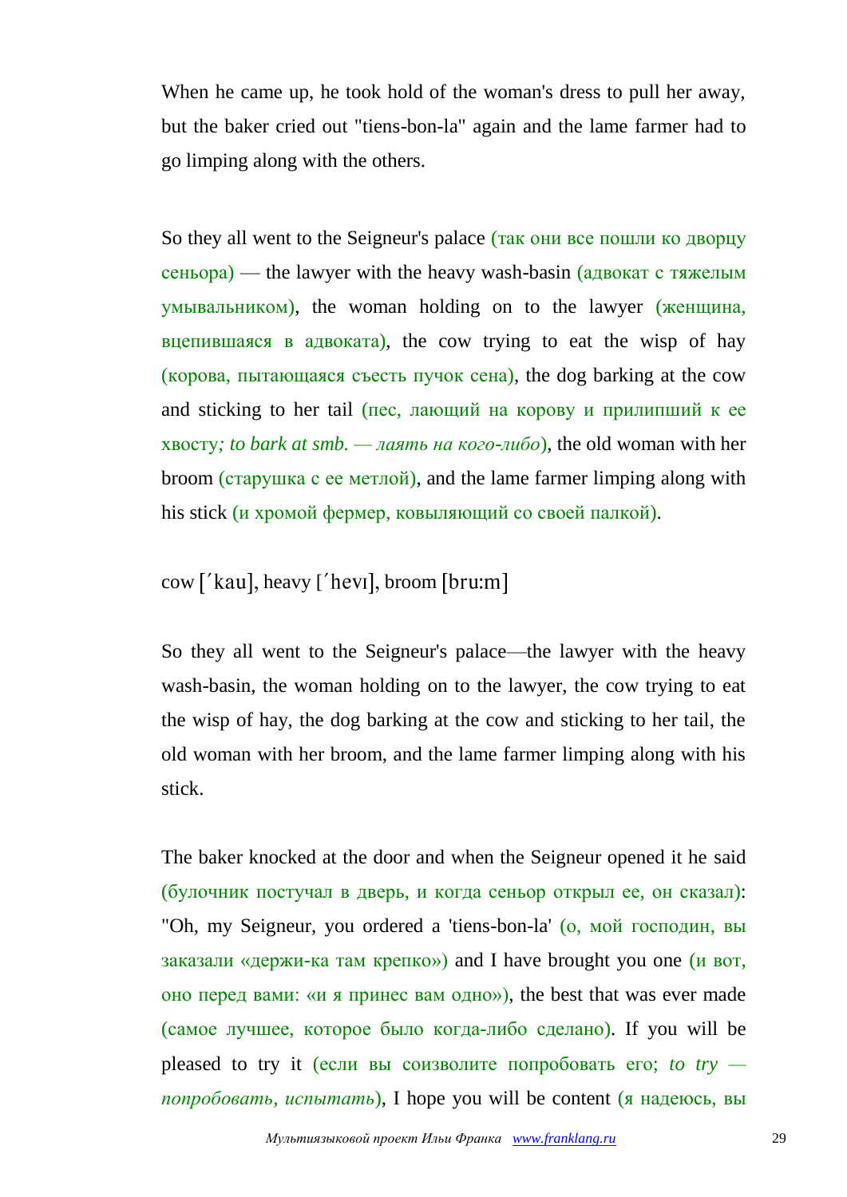When he came up, he took hold of the woman's dress to pull her away, but the baker cried out "tiens-bon-la" again and the lame farmer had to go limping along with the others.

So they all went to the Seigneur's palace (так они все пошли ко дворцу сеньора) — the lawyer with the heavy wash-basin (адвокат с тяжелым умывальником), the woman holding on to the lawyer (женщина, вцепившаяся в адвоката), the cow trying to eat the wisp of hay (корова, пытающаяся съесть пучок сена), the dog barking at the cow and sticking to her tail (пес, лающий на корову и прилипший к ее хвосту*; to bark at smb. — лаять на кого-либо*), the old woman with her broom (старушка с ее метлой), and the lame farmer limping along with his stick (и хромой фермер, ковыляющий со своей палкой).

cow [΄kau], heavy [΄hevɪ], broom [bru:m]

So they all went to the Seigneur's palace—the lawyer with the heavy wash-basin, the woman holding on to the lawyer, the cow trying to eat the wisp of hay, the dog barking at the cow and sticking to her tail, the old woman with her broom, and the lame farmer limping along with his stick.

The baker knocked at the door and when the Seigneur opened it he said (булочник постучал в дверь, и когда сеньор открыл ее, он сказал): "Oh, my Seigneur, you ordered a 'tiens-bon-la' (о, мой господин, вы заказали «держи-ка там крепко») and I have brought you one (и вот, оно перед вами: «и я принес вам одно»), the best that was ever made (самое лучшее, которое было когда-либо сделано). If you will be pleased to try it (если вы соизволите попробовать его; *to try — попробовать, испытать*), I hope you will be content (я надеюсь, вы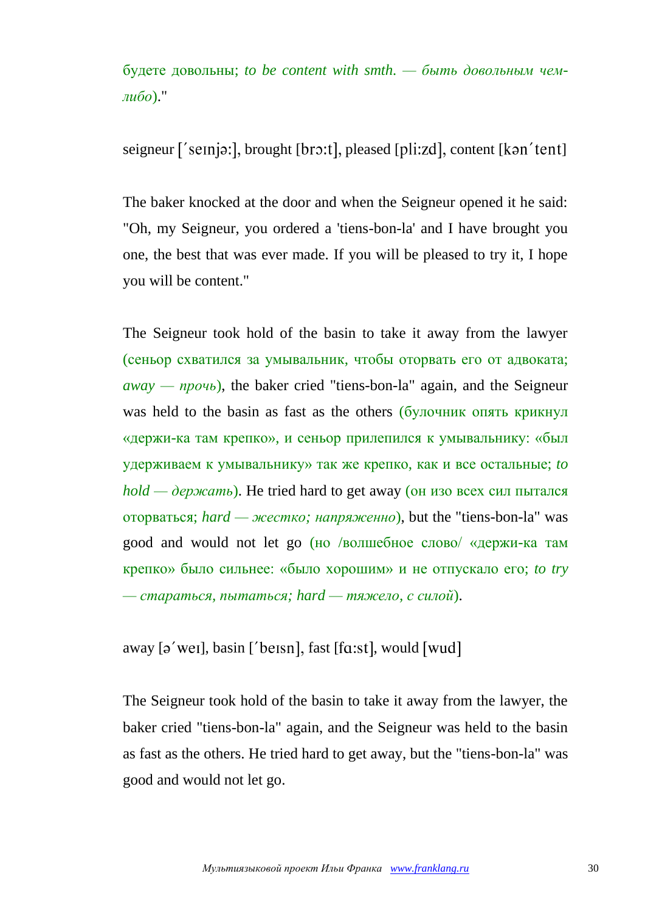будете довольны; *to be content with smth. — быть довольным чем-либо*)."

seigneur [ˊseɪnjə:], brought [brɔ:t], pleased [pli:zd], content [kənˊtent]

The baker knocked at the door and when the Seigneur opened it he said: "Oh, my Seigneur, you ordered a 'tiens-bon-la' and I have brought you one, the best that was ever made. If you will be pleased to try it, I hope you will be content."

The Seigneur took hold of the basin to take it away from the lawyer (сеньор схватился за умывальник, чтобы оторвать его от адвоката; *away — прочь*), the baker cried "tiens-bon-la" again, and the Seigneur was held to the basin as fast as the others (булочник опять крикнул «держи-ка там крепко», и сеньор прилепился к умывальнику: «был удерживаем к умывальнику» так же крепко, как и все остальные; *to hold — держать*). He tried hard to get away (он изо всех сил пытался оторваться; *hard — жестко; напряженно*), but the "tiens-bon-la" was good and would not let go (но /волшебное слово/ «держи-ка там крепко» было сильнее: «было хорошим» и не отпускало его; *to try — стараться, пытаться; hard — тяжело, с силой*).

away [əˊweɪ], basin [ˊbeɪsn], fast [fɑ:st], would [wud]

The Seigneur took hold of the basin to take it away from the lawyer, the baker cried "tiens-bon-la" again, and the Seigneur was held to the basin as fast as the others. He tried hard to get away, but the "tiens-bon-la" was good and would not let go.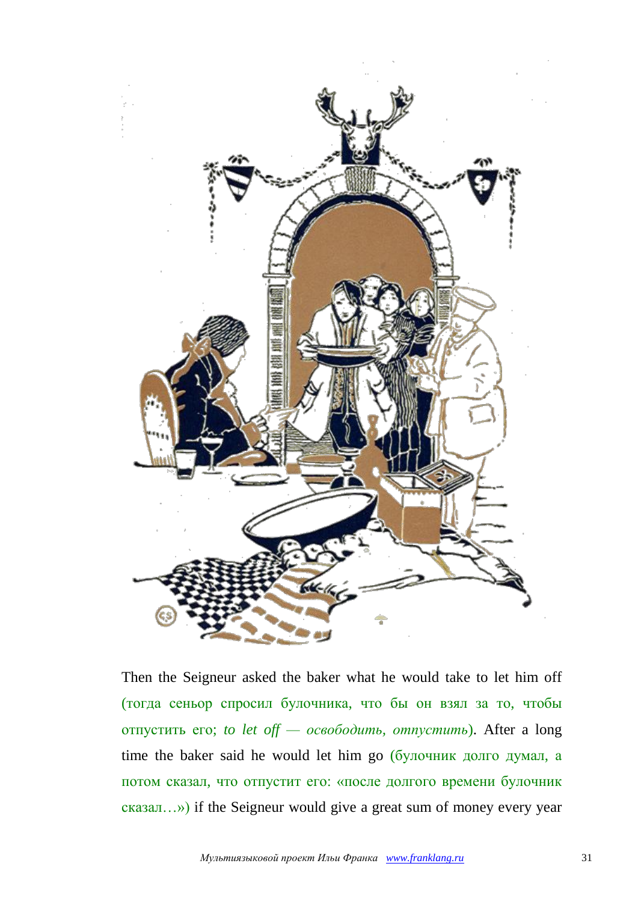Then the Seigneur asked the baker what he would take to let him off (тогда сеньор спросил булочника, что бы он взял за то, чтобы отпустить его; *to let off — освободить, отпустить*). After a long time the baker said he would let him go (булочник долго думал, а потом сказал, что отпустит его: «после долгого времени булочник сказал…») if the Seigneur would give a great sum of money every year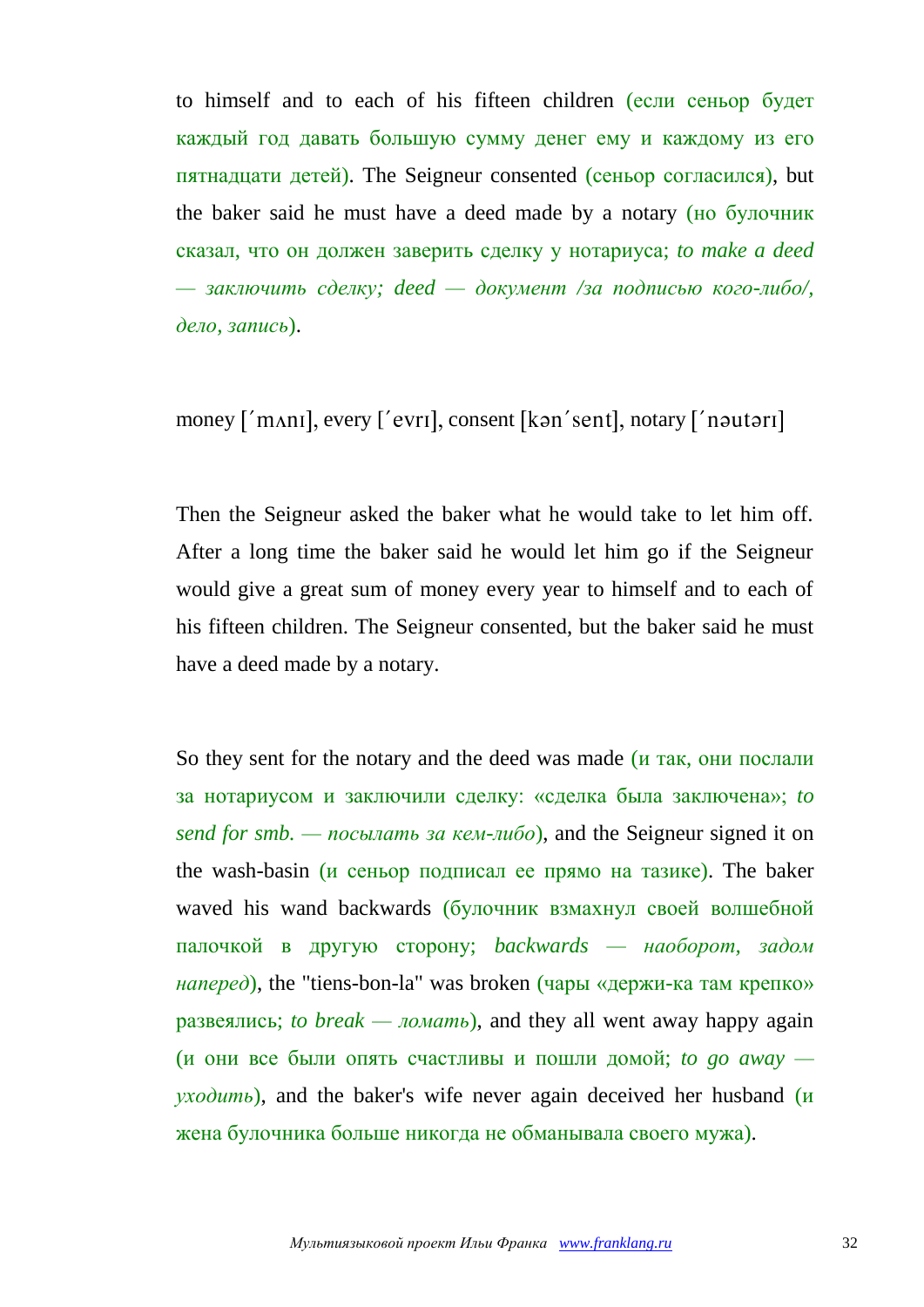to himself and to each of his fifteen children (если сеньор будет каждый год давать большую сумму денег ему и каждому из его пятнадцати детей). The Seigneur consented (сеньор согласился), but the baker said he must have a deed made by a notary (но булочник сказал, что он должен заверить сделку у нотариуса; *to make a deed — заключить сделку; deed — документ /за подписью кого-либо/, дело, запись*).

money [ˊmʌnɪ], every [ˊevrɪ], consent [kənˊsent], notary [ˊnəutərɪ]

Then the Seigneur asked the baker what he would take to let him off. After a long time the baker said he would let him go if the Seigneur would give a great sum of money every year to himself and to each of his fifteen children. The Seigneur consented, but the baker said he must have a deed made by a notary.

So they sent for the notary and the deed was made (и так, они послали за нотариусом и заключили сделку: «сделка была заключена»; *to send for smb. — посылать за кем-либо*), and the Seigneur signed it on the wash-basin (и сеньор подписал ее прямо на тазике). The baker waved his wand backwards (булочник взмахнул своей волшебной палочкой в другую сторону; *backwards — наоборот, задом наперед*), the "tiens-bon-la" was broken (чары «держи-ка там крепко» развеялись; *to break — ломать*), and they all went away happy again (и они все были опять счастливы и пошли домой; *to go away — уходить*), and the baker's wife never again deceived her husband (и жена булочника больше никогда не обманывала своего мужа).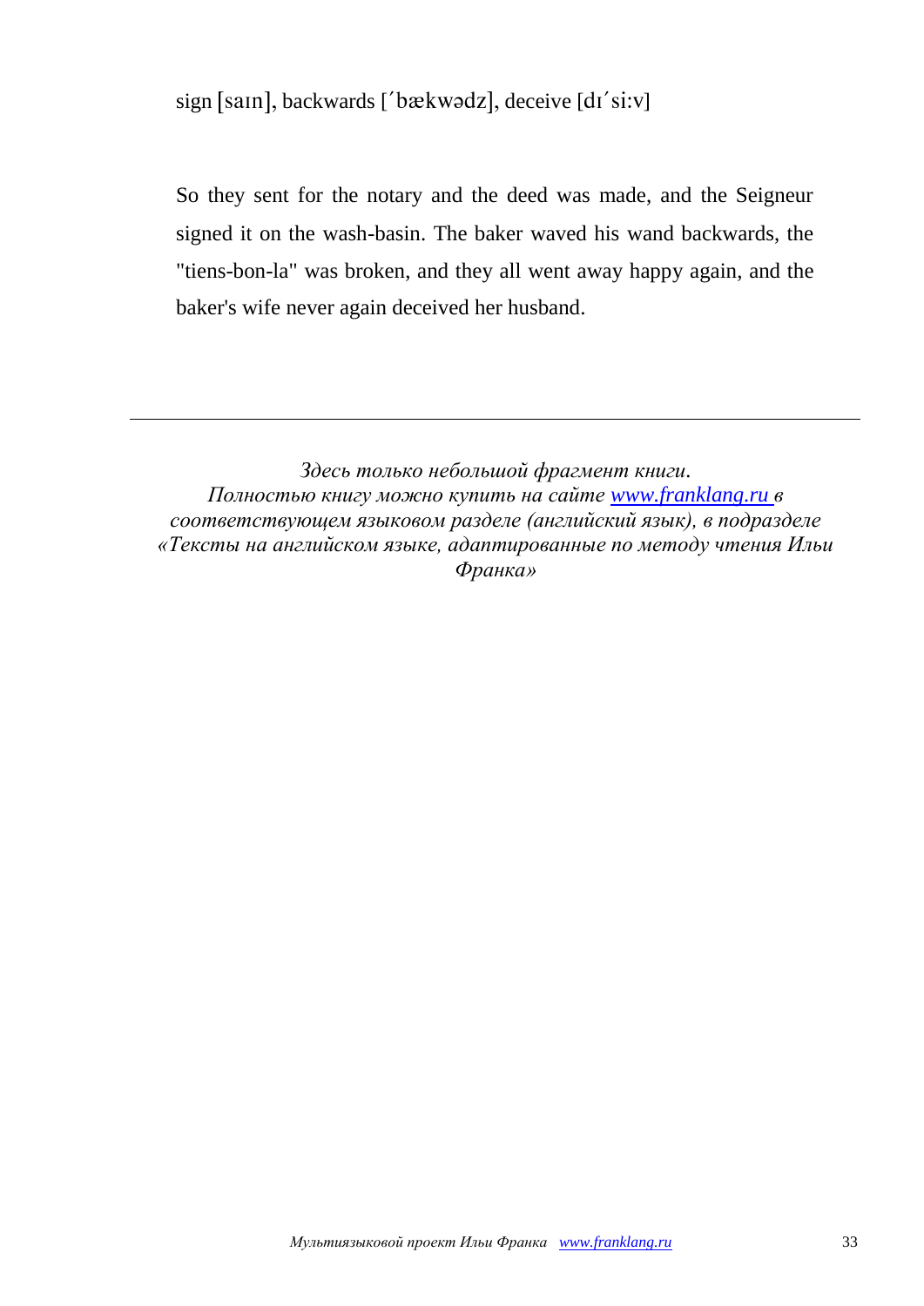sign [saın], backwards [΄bækwədz], deceive [dı΄si:v]

So they sent for the notary and the deed was made, and the Seigneur signed it on the wash-basin. The baker waved his wand backwards, the "tiens-bon-la" was broken, and they all went away happy again, and the baker's wife never again deceived her husband.

---

*Здесь только небольшой фрагмент книги.*
*Полностью книгу можно купить на сайте [www.franklang.ru](http://www.franklang.ru) в соответствующем языковом разделе (английский язык), в подразделе «Тексты на английском языке, адаптированные по методу чтения Ильи Франка»*